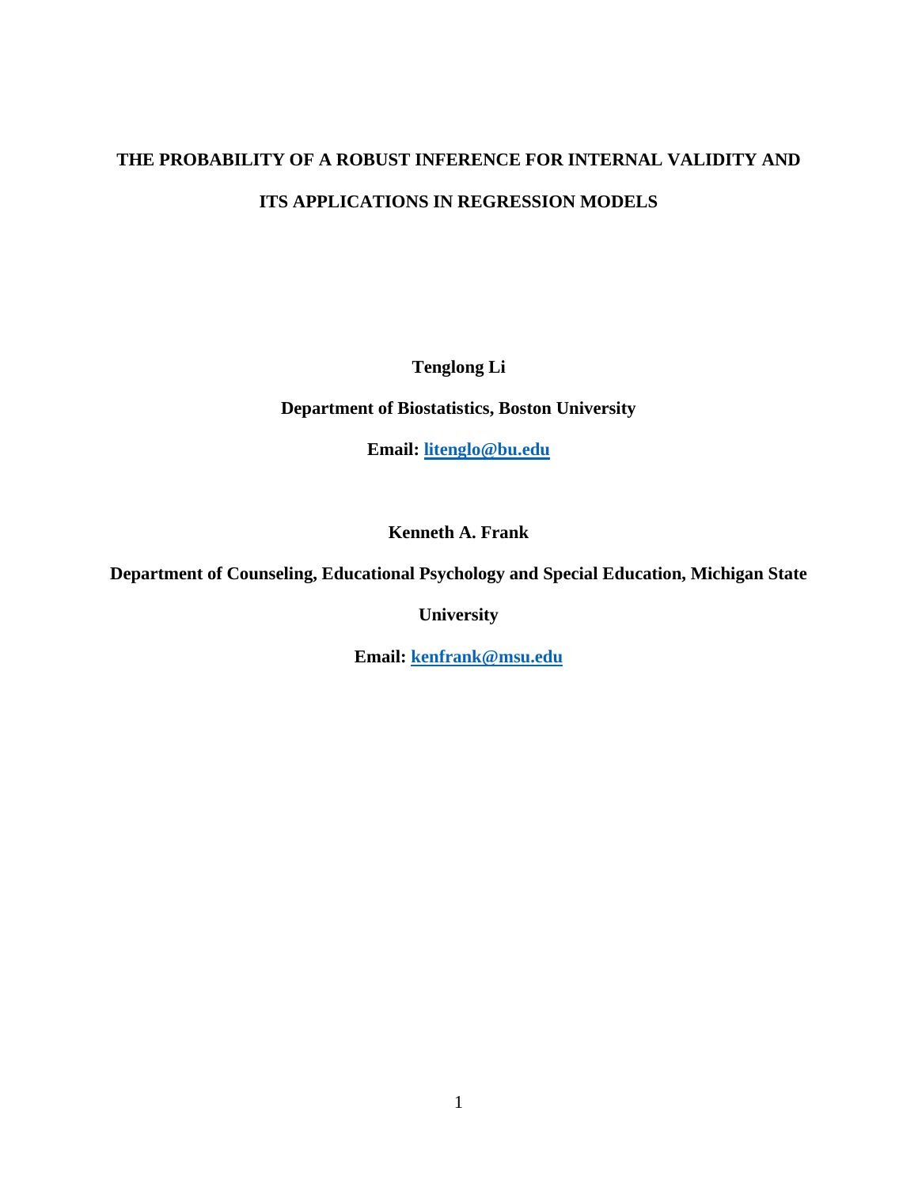# THE PROBABILITY OF A ROBUST INFERENCE FOR INTERNAL VALIDITY AND ITS APPLICATIONS IN REGRESSION MODELS

**Tenglong Li**

**Department of Biostatistics, Boston University**

**Email: [liteng lo@bu.edu](mailto:litenglo@bu.edu)**

**Kenneth A. Frank**

**Department of Counseling, Educational Psychology and Special Education, Michigan State University**

**Email: [kenfrank@msu.edu](mailto:kenfrank@msu.edu)**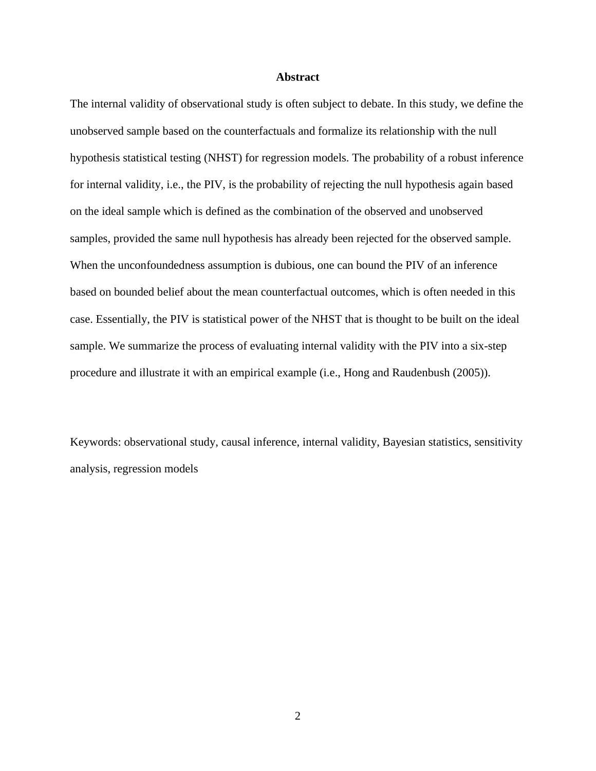## Abstract

The internal validity of observational study is often subject to debate. In this study, we define the unobserved sample based on the counterfactuals and formalize its relationship with the null hypothesis statistical testing (NHST) for regression models. The probability of a robust inference for internal validity, i.e., the PIV, is the probability of rejecting the null hypothesis again based on the ideal sample which is defined as the combination of the observed and unobserved samples, provided the same null hypothesis has already been rejected for the observed sample. When the unconfoundedness assumption is dubious, one can bound the PIV of an inference based on bounded belief about the mean counterfactual outcomes, which is often needed in this case. Essentially, the PIV is statistical power of the NHST that is thought to be built on the ideal sample. We summarize the process of evaluating internal validity with the PIV into a six-step procedure and illustrate it with an empirical example (i.e., Hong and Raudenbush (2005)).

Keywords: observational study, causal inference, internal validity, Bayesian statistics, sensitivity analysis, regression models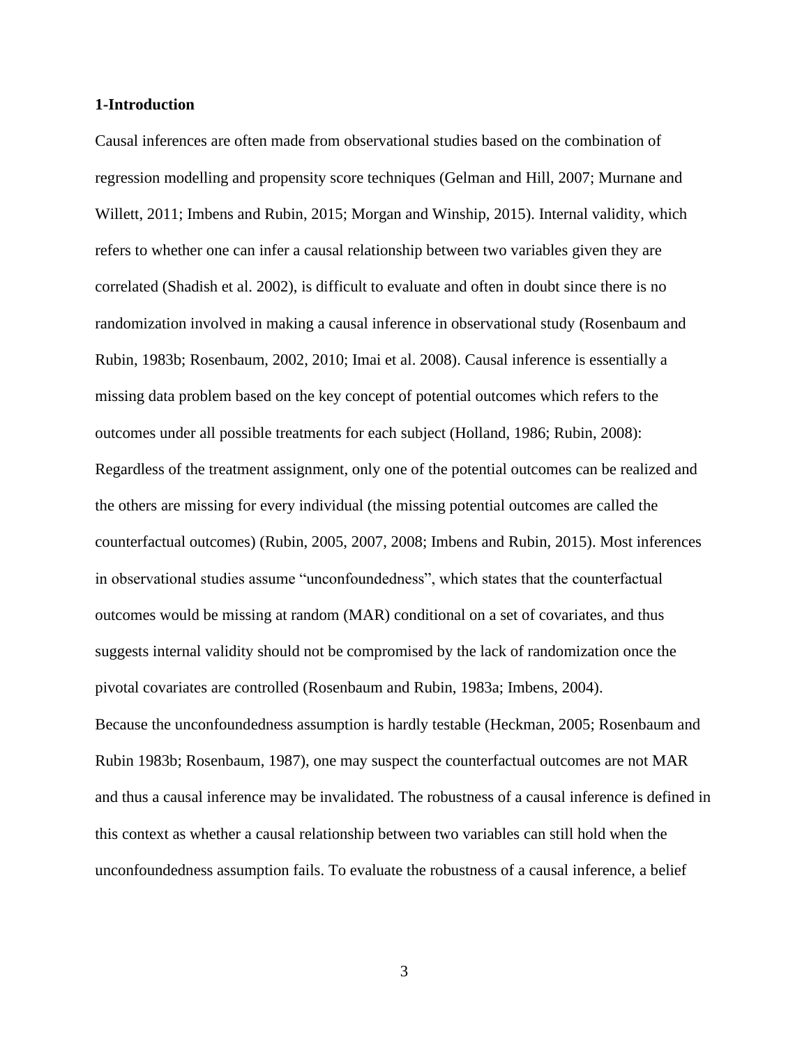**1-Introduction**

Causal inferences are often made from observational studies based on the combination of regression modelling and propensity score techniques (Gelman and Hill, 2007; Murnane and Willett, 2011; Imbens and Rubin, 2015; Morgan and Winship, 2015). Internal validity, which refers to whether one can infer a causal relationship between two variables given they are correlated (Shadish et al. 2002), is difficult to evaluate and often in doubt since there is no randomization involved in making a causal inference in observational study (Rosenbaum and Rubin, 1983b; Rosenbaum, 2002, 2010; Imai et al. 2008). Causal inference is essentially a missing data problem based on the key concept of potential outcomes which refers to the outcomes under all possible treatments for each subject (Holland, 1986; Rubin, 2008): Regardless of the treatment assignment, only one of the potential outcomes can be realized and the others are missing for every individual (the missing potential outcomes are called the counterfactual outcomes) (Rubin, 2005, 2007, 2008; Imbens and Rubin, 2015). Most inferences in observational studies assume "unconfoundedness", which states that the counterfactual outcomes would be missing at random (MAR) conditional on a set of covariates, and thus suggests internal validity should not be compromised by the lack of randomization once the pivotal covariates are controlled (Rosenbaum and Rubin, 1983a; Imbens, 2004).

Because the unconfoundedness assumption is hardly testable (Heckman, 2005; Rosenbaum and Rubin 1983b; Rosenbaum, 1987), one may suspect the counterfactual outcomes are not MAR and thus a causal inference may be invalidated. The robustness of a causal inference is defined in this context as whether a causal relationship between two variables can still hold when the unconfoundedness assumption fails. To evaluate the robustness of a causal inference, a belief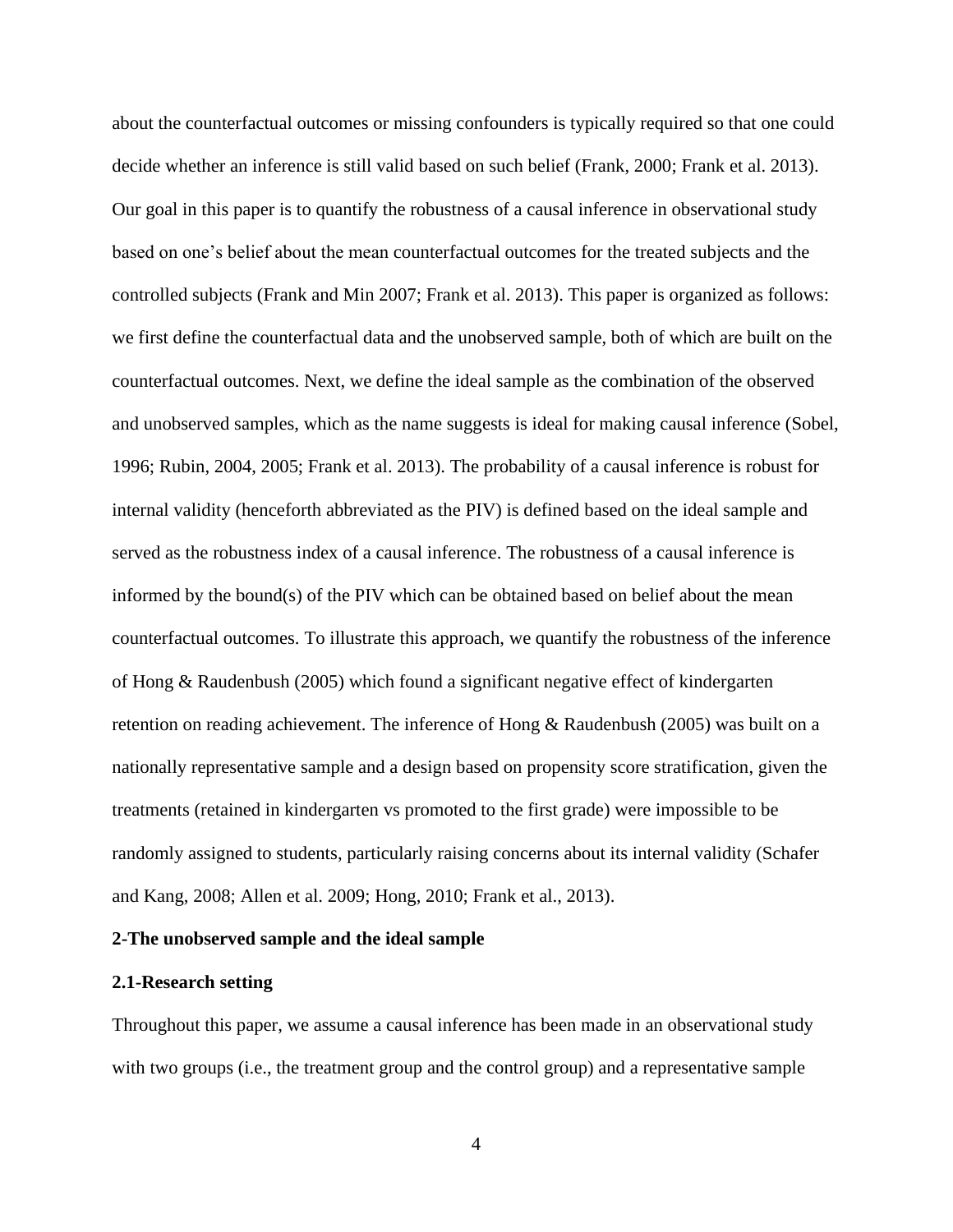about the counterfactual outcomes or missing confounders is typically required so that one could decide whether an inference is still valid based on such belief (Frank, 2000; Frank et al. 2013). Our goal in this paper is to quantify the robustness of a causal inference in observational study based on one's belief about the mean counterfactual outcomes for the treated subjects and the controlled subjects (Frank and Min 2007; Frank et al. 2013). This paper is organized as follows: we first define the counterfactual data and the unobserved sample, both of which are built on the counterfactual outcomes. Next, we define the ideal sample as the combination of the observed and unobserved samples, which as the name suggests is ideal for making causal inference (Sobel, 1996; Rubin, 2004, 2005; Frank et al. 2013). The probability of a causal inference is robust for internal validity (henceforth abbreviated as the PIV) is defined based on the ideal sample and served as the robustness index of a causal inference. The robustness of a causal inference is informed by the bound(s) of the PIV which can be obtained based on belief about the mean counterfactual outcomes. To illustrate this approach, we quantify the robustness of the inference of Hong & Raudenbush (2005) which found a significant negative effect of kindergarten retention on reading achievement. The inference of Hong & Raudenbush (2005) was built on a nationally representative sample and a design based on propensity score stratification, given the treatments (retained in kindergarten vs promoted to the first grade) were impossible to be randomly assigned to students, particularly raising concerns about its internal validity (Schafer and Kang, 2008; Allen et al. 2009; Hong, 2010; Frank et al., 2013).

## 2-The unobserved sample and the ideal sample

### 2.1-Research setting

Throughout this paper, we assume a causal inference has been made in an observational study with two groups (i.e., the treatment group and the control group) and a representative sample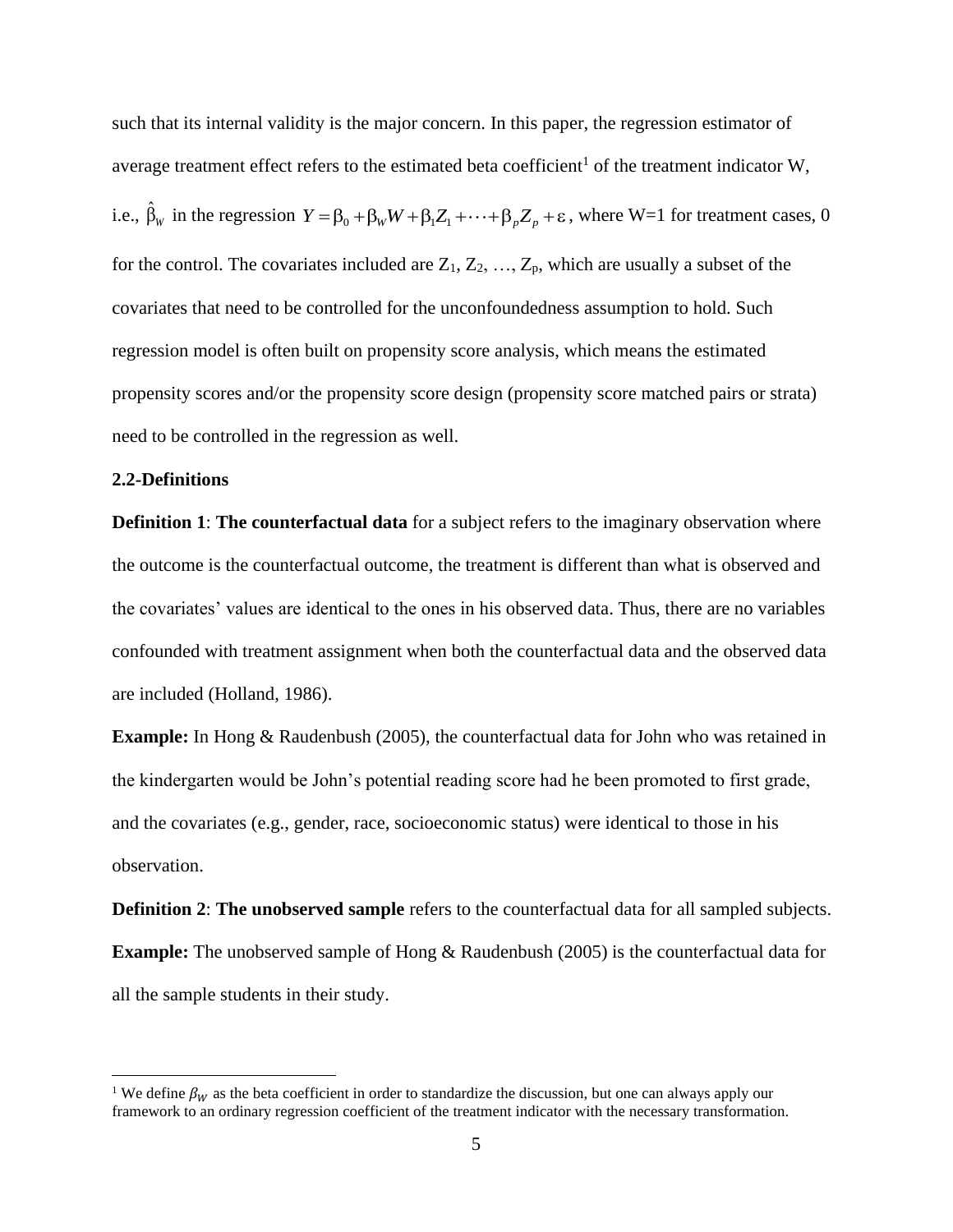such that its internal validity is the major concern. In this paper, the regression estimator of average treatment effect refers to the estimated beta coefficient[1] of the treatment indicator W, i.e., $\hat{\beta}_W$ in the regression $Y = \beta_0 + \beta_W W + \beta_1 Z_1 + \cdots + \beta_p Z_p + \varepsilon$, where W=1 for treatment cases, 0 for the control. The covariates included are $Z_1$, $Z_2$, …, $Z_p$, which are usually a subset of the covariates that need to be controlled for the unconfoundedness assumption to hold. Such regression model is often built on propensity score analysis, which means the estimated propensity scores and/or the propensity score design (propensity score matched pairs or strata) need to be controlled in the regression as well.

**2.2-Definitions**

**Definition 1**: **The counterfactual data** for a subject refers to the imaginary observation where the outcome is the counterfactual outcome, the treatment is different than what is observed and the covariates' values are identical to the ones in his observed data. Thus, there are no variables confounded with treatment assignment when both the counterfactual data and the observed data are included (Holland, 1986).

**Example:** In Hong & Raudenbush (2005), the counterfactual data for John who was retained in the kindergarten would be John's potential reading score had he been promoted to first grade, and the covariates (e.g., gender, race, socioeconomic status) were identical to those in his observation.

**Definition 2**: **The unobserved sample** refers to the counterfactual data for all sampled subjects.

**Example:** The unobserved sample of Hong & Raudenbush (2005) is the counterfactual data for all the sample students in their study.

---

[1] We define $\beta_W$ as the beta coefficient in order to standardize the discussion, but one can always apply our framework to an ordinary regression coefficient of the treatment indicator with the necessary transformation.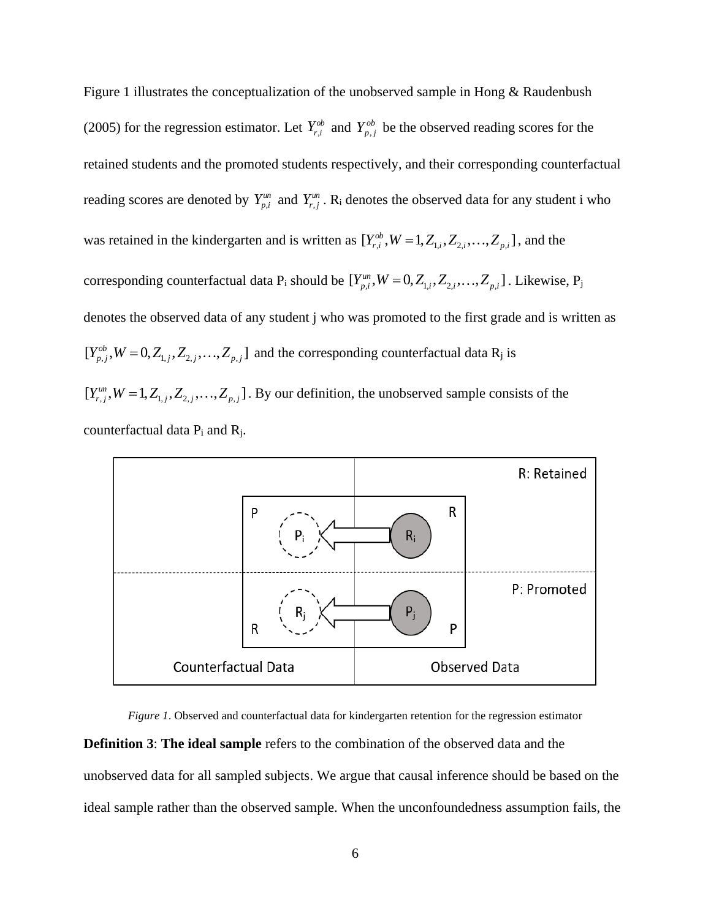Figure 1 illustrates the conceptualization of the unobserved sample in Hong & Raudenbush (2005) for the regression estimator. Let $Y_{r,i}^{ob}$ and $Y_{p,j}^{ob}$ be the observed reading scores for the retained students and the promoted students respectively, and their corresponding counterfactual reading scores are denoted by $Y_{p,i}^{un}$ and $Y_{r,j}^{un}$. $R_i$ denotes the observed data for any student i who was retained in the kindergarten and is written as $[Y_{r,i}^{ob}, W = 1, Z_{1,i}, Z_{2,i}, \ldots, Z_{p,i}]$, and the corresponding counterfactual data $P_i$ should be $[Y_{p,i}^{un}, W = 0, Z_{1,i}, Z_{2,i}, \ldots, Z_{p,i}]$. Likewise, $P_j$ denotes the observed data of any student j who was promoted to the first grade and is written as $[Y_{p,j}^{ob}, W = 0, Z_{1,j}, Z_{2,j}, \ldots, Z_{p,j}]$ and the corresponding counterfactual data $R_j$ is $[Y_{r,j}^{un}, W = 1, Z_{1,j}, Z_{2,j}, \ldots, Z_{p,j}]$. By our definition, the unobserved sample consists of the counterfactual data $P_i$ and $R_j$.

*Figure 1*. Observed and counterfactual data for kindergarten retention for the regression estimator

**Definition 3**: **The ideal sample** refers to the combination of the observed data and the unobserved data for all sampled subjects. We argue that causal inference should be based on the ideal sample rather than the observed sample. When the unconfoundedness assumption fails, the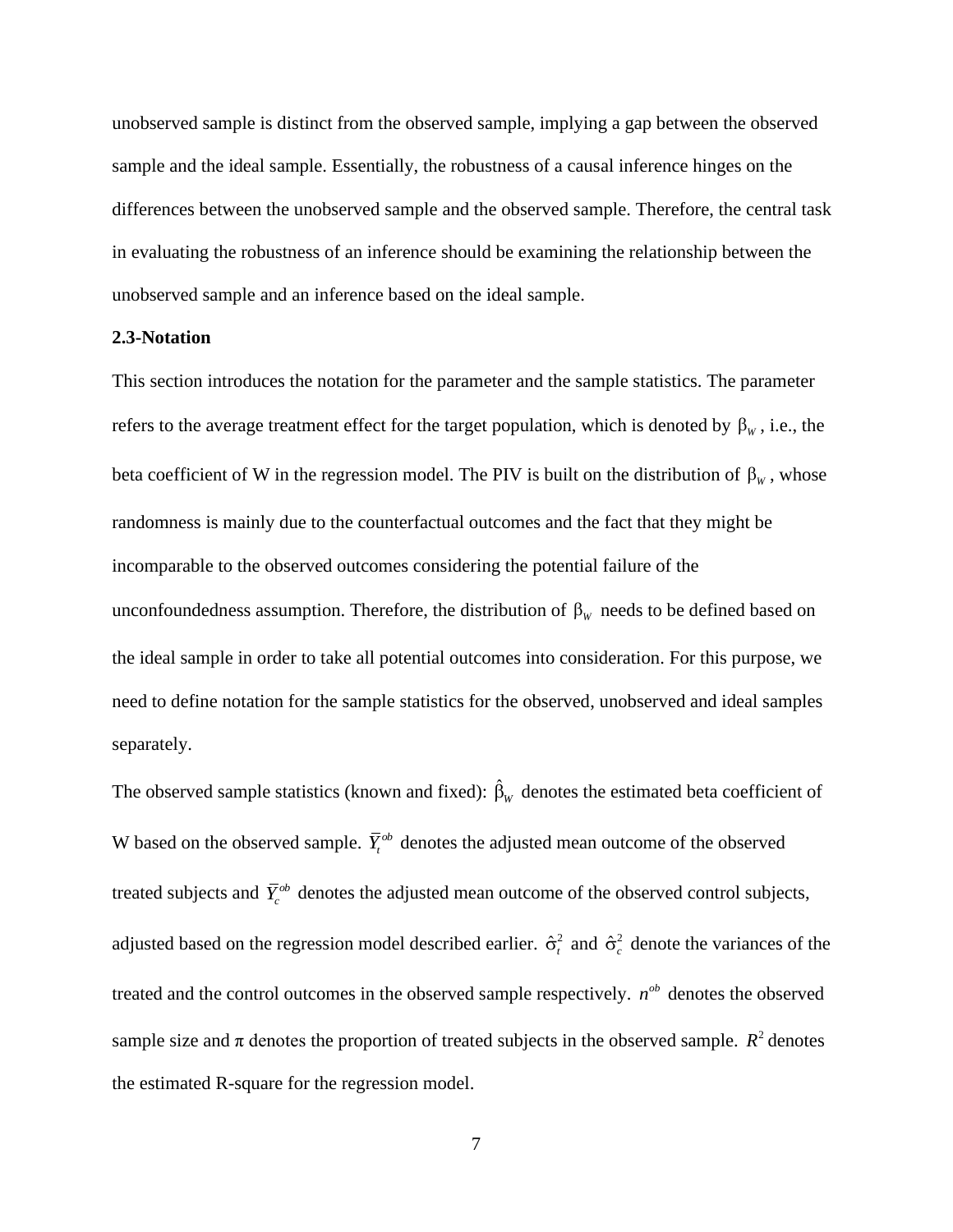unobserved sample is distinct from the observed sample, implying a gap between the observed sample and the ideal sample. Essentially, the robustness of a causal inference hinges on the differences between the unobserved sample and the observed sample. Therefore, the central task in evaluating the robustness of an inference should be examining the relationship between the unobserved sample and an inference based on the ideal sample.

**2.3-Notation**

This section introduces the notation for the parameter and the sample statistics. The parameter refers to the average treatment effect for the target population, which is denoted by $\beta_W$, i.e., the beta coefficient of W in the regression model. The PIV is built on the distribution of $\beta_W$, whose randomness is mainly due to the counterfactual outcomes and the fact that they might be incomparable to the observed outcomes considering the potential failure of the unconfoundedness assumption. Therefore, the distribution of $\beta_W$ needs to be defined based on the ideal sample in order to take all potential outcomes into consideration. For this purpose, we need to define notation for the sample statistics for the observed, unobserved and ideal samples separately.

The observed sample statistics (known and fixed): $\hat{\beta}_W$ denotes the estimated beta coefficient of W based on the observed sample. $\bar{Y}_t^{ob}$ denotes the adjusted mean outcome of the observed treated subjects and $\bar{Y}_c^{ob}$ denotes the adjusted mean outcome of the observed control subjects, adjusted based on the regression model described earlier. $\hat{\sigma}_t^2$ and $\hat{\sigma}_c^2$ denote the variances of the treated and the control outcomes in the observed sample respectively. $n^{ob}$ denotes the observed sample size and $\pi$ denotes the proportion of treated subjects in the observed sample. $R^2$ denotes the estimated R-square for the regression model.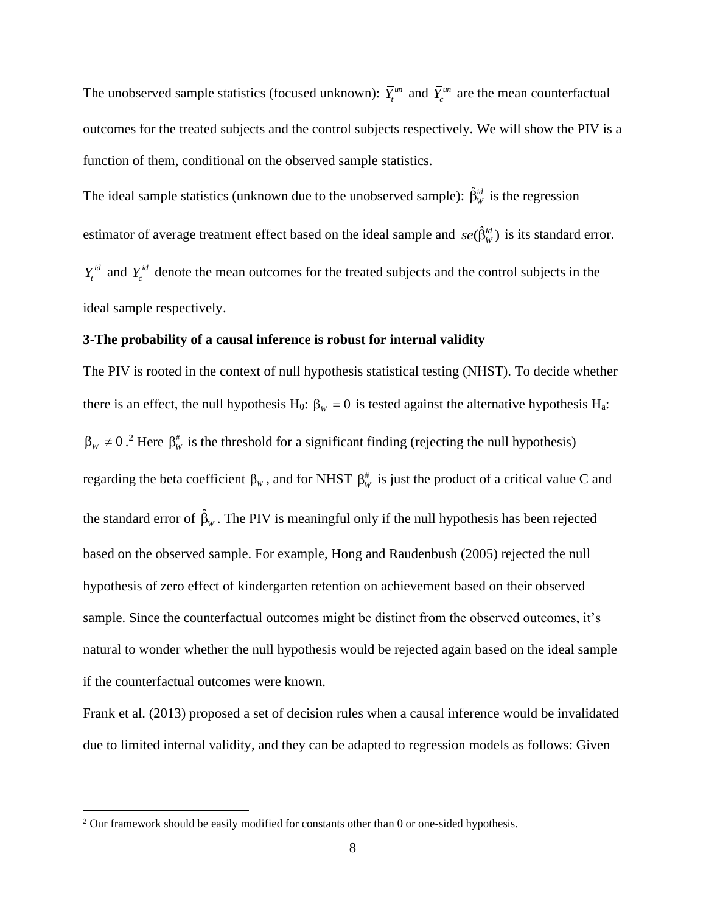The unobserved sample statistics (focused unknown): $\overline{Y}_t^{un}$ and $\overline{Y}_c^{un}$ are the mean counterfactual outcomes for the treated subjects and the control subjects respectively. We will show the PIV is a function of them, conditional on the observed sample statistics.

The ideal sample statistics (unknown due to the unobserved sample): $\hat{\beta}_W^{id}$ is the regression estimator of average treatment effect based on the ideal sample and $se(\hat{\beta}_W^{id})$ is its standard error. $\overline{Y}_t^{id}$ and $\overline{Y}_c^{id}$ denote the mean outcomes for the treated subjects and the control subjects in the ideal sample respectively.

**3-The probability of a causal inference is robust for internal validity**

The PIV is rooted in the context of null hypothesis statistical testing (NHST). To decide whether there is an effect, the null hypothesis H$_0$: $\beta_W = 0$ is tested against the alternative hypothesis H$_a$: $\beta_W \neq 0$.[2] Here $\beta_W^{\#}$ is the threshold for a significant finding (rejecting the null hypothesis) regarding the beta coefficient $\beta_W$, and for NHST $\beta_W^{\#}$ is just the product of a critical value C and the standard error of $\hat{\beta}_W$. The PIV is meaningful only if the null hypothesis has been rejected based on the observed sample. For example, Hong and Raudenbush (2005) rejected the null hypothesis of zero effect of kindergarten retention on achievement based on their observed sample. Since the counterfactual outcomes might be distinct from the observed outcomes, it's natural to wonder whether the null hypothesis would be rejected again based on the ideal sample if the counterfactual outcomes were known.

Frank et al. (2013) proposed a set of decision rules when a causal inference would be invalidated due to limited internal validity, and they can be adapted to regression models as follows: Given

[2] Our framework should be easily modified for constants other than 0 or one-sided hypothesis.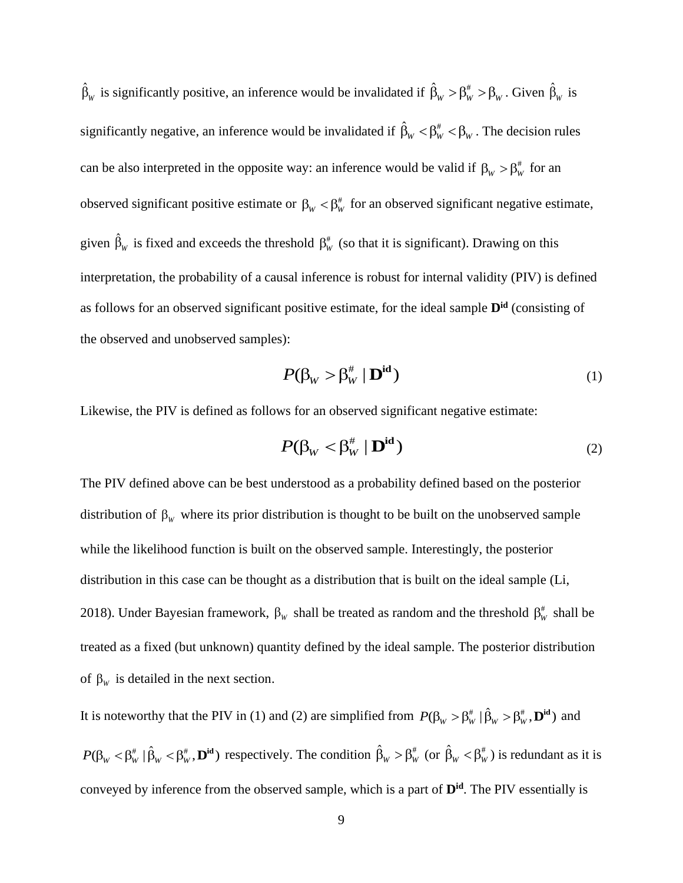$\hat{\beta}_W$ is significantly positive, an inference would be invalidated if $\hat{\beta}_W > \beta_W^{\#} > \beta_W$. Given $\hat{\beta}_W$ is significantly negative, an inference would be invalidated if $\hat{\beta}_W < \beta_W^{\#} < \beta_W$. The decision rules can be also interpreted in the opposite way: an inference would be valid if $\beta_W > \beta_W^{\#}$ for an observed significant positive estimate or $\beta_W < \beta_W^{\#}$ for an observed significant negative estimate, given $\hat{\beta}_W$ is fixed and exceeds the threshold $\beta_W^{\#}$ (so that it is significant). Drawing on this interpretation, the probability of a causal inference is robust for internal validity (PIV) is defined as follows for an observed significant positive estimate, for the ideal sample $\mathbf{D^{id}}$ (consisting of the observed and unobserved samples):

$$P(\beta_W > \beta_W^{\#} \mid \mathbf{D^{id}}) \tag{1}$$

Likewise, the PIV is defined as follows for an observed significant negative estimate:

$$P(\beta_W < \beta_W^{\#} \mid \mathbf{D^{id}}) \tag{2}$$

The PIV defined above can be best understood as a probability defined based on the posterior distribution of $\beta_W$ where its prior distribution is thought to be built on the unobserved sample while the likelihood function is built on the observed sample. Interestingly, the posterior distribution in this case can be thought as a distribution that is built on the ideal sample (Li, 2018). Under Bayesian framework, $\beta_W$ shall be treated as random and the threshold $\beta_W^{\#}$ shall be treated as a fixed (but unknown) quantity defined by the ideal sample. The posterior distribution of $\beta_W$ is detailed in the next section.

It is noteworthy that the PIV in (1) and (2) are simplified from $P(\beta_W > \beta_W^{\#} \mid \hat{\beta}_W > \beta_W^{\#}, \mathbf{D^{id}})$ and $P(\beta_W < \beta_W^{\#} \mid \hat{\beta}_W < \beta_W^{\#}, \mathbf{D^{id}})$ respectively. The condition $\hat{\beta}_W > \beta_W^{\#}$ (or $\hat{\beta}_W < \beta_W^{\#}$) is redundant as it is conveyed by inference from the observed sample, which is a part of $\mathbf{D^{id}}$. The PIV essentially is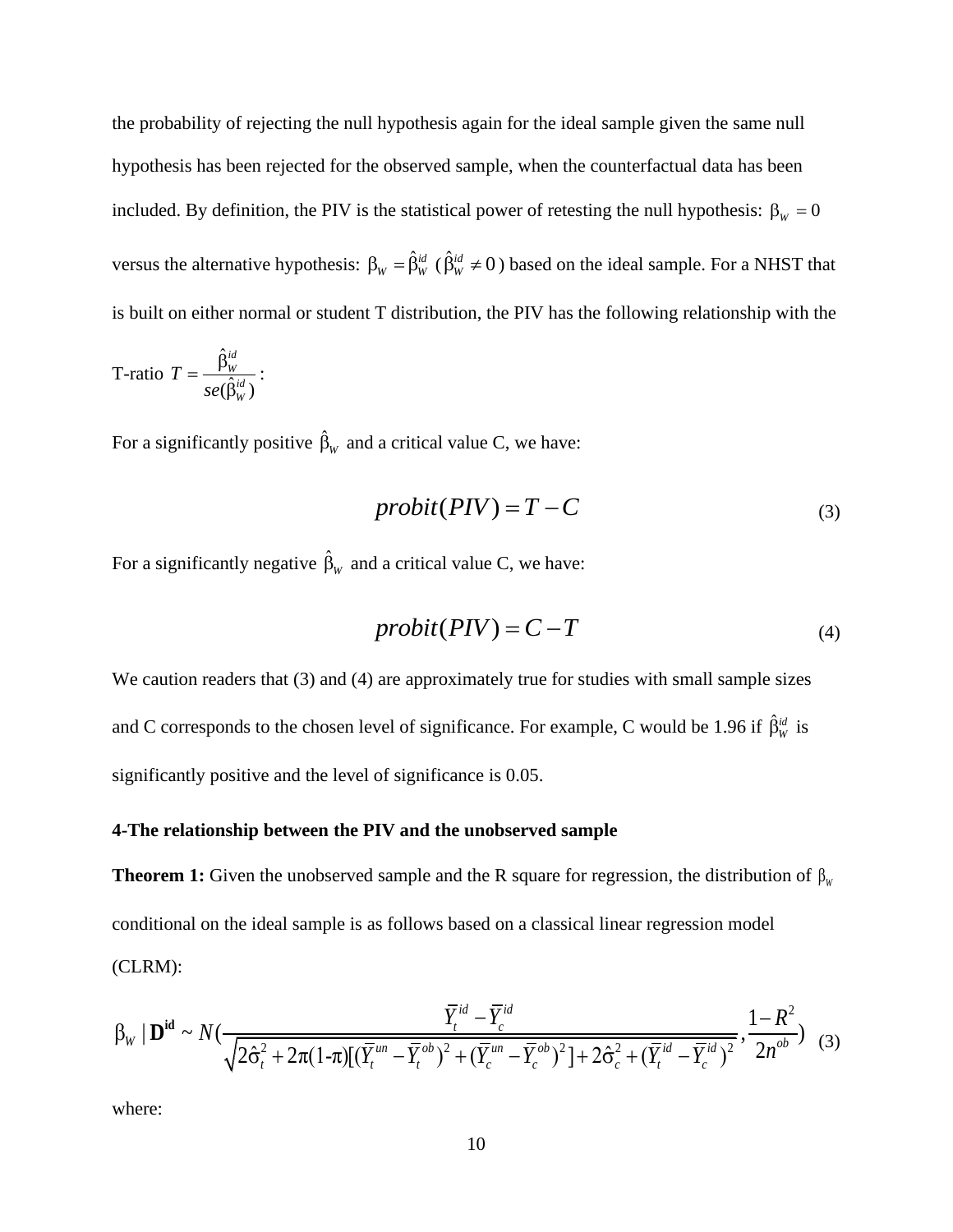the probability of rejecting the null hypothesis again for the ideal sample given the same null hypothesis has been rejected for the observed sample, when the counterfactual data has been included. By definition, the PIV is the statistical power of retesting the null hypothesis: $\beta_W = 0$ versus the alternative hypothesis: $\beta_W = \hat{\beta}_W^{id}$ ($\hat{\beta}_W^{id} \neq 0$) based on the ideal sample. For a NHST that is built on either normal or student T distribution, the PIV has the following relationship with the T-ratio $T = \dfrac{\hat{\beta}_W^{id}}{se(\hat{\beta}_W^{id})}$:

For a significantly positive $\hat{\beta}_W$ and a critical value C, we have:

$$probit(PIV) = T - C \tag{3}$$

For a significantly negative $\hat{\beta}_W$ and a critical value C, we have:

$$probit(PIV) = C - T \tag{4}$$

We caution readers that (3) and (4) are approximately true for studies with small sample sizes and C corresponds to the chosen level of significance. For example, C would be 1.96 if $\hat{\beta}_W^{id}$ is significantly positive and the level of significance is 0.05.

**4-The relationship between the PIV and the unobserved sample**

**Theorem 1:** Given the unobserved sample and the R square for regression, the distribution of $\beta_W$ conditional on the ideal sample is as follows based on a classical linear regression model (CLRM):

$$\beta_W \mid \mathbf{D^{id}} \sim N\left(\frac{\bar{Y}_t^{id} - \bar{Y}_c^{id}}{\sqrt{2\hat{\sigma}_t^2 + 2\pi(1\text{-}\pi)[(\bar{Y}_t^{un} - \bar{Y}_t^{ob})^2 + (\bar{Y}_c^{un} - \bar{Y}_c^{ob})^2] + 2\hat{\sigma}_c^2 + (\bar{Y}_t^{id} - \bar{Y}_c^{id})^2}}, \frac{1-R^2}{2n^{ob}}\right) \tag{3}$$

where: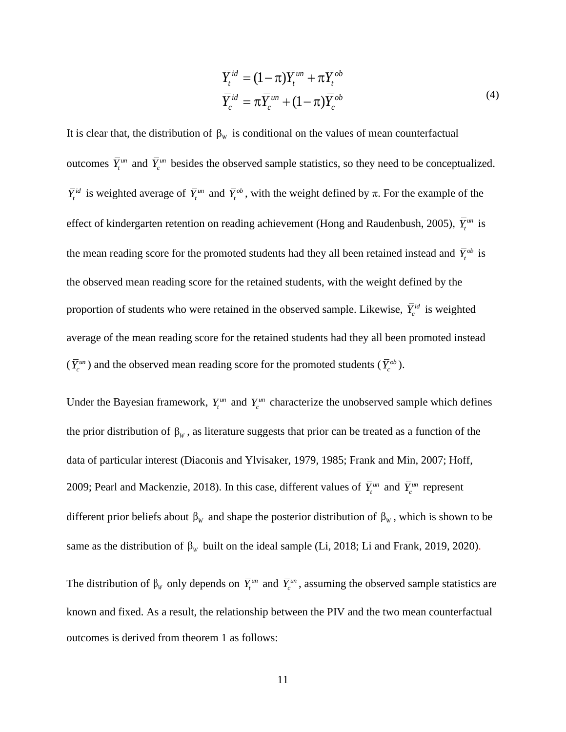$$
\begin{aligned}
\bar{Y}_t^{id} &= (1-\pi)\bar{Y}_t^{un} + \pi\bar{Y}_t^{ob} \\
\bar{Y}_c^{id} &= \pi\bar{Y}_c^{un} + (1-\pi)\bar{Y}_c^{ob}
\end{aligned} \tag{4}
$$

It is clear that, the distribution of $\beta_W$ is conditional on the values of mean counterfactual outcomes $\bar{Y}_t^{un}$ and $\bar{Y}_c^{un}$ besides the observed sample statistics, so they need to be conceptualized. $\bar{Y}_t^{id}$ is weighted average of $\bar{Y}_t^{un}$ and $\bar{Y}_t^{ob}$, with the weight defined by $\pi$. For the example of the effect of kindergarten retention on reading achievement (Hong and Raudenbush, 2005), $\bar{Y}_t^{un}$ is the mean reading score for the promoted students had they all been retained instead and $\bar{Y}_t^{ob}$ is the observed mean reading score for the retained students, with the weight defined by the proportion of students who were retained in the observed sample. Likewise, $\bar{Y}_c^{id}$ is weighted average of the mean reading score for the retained students had they all been promoted instead ($\bar{Y}_c^{un}$) and the observed mean reading score for the promoted students ($\bar{Y}_c^{ob}$).

Under the Bayesian framework, $\bar{Y}_t^{un}$ and $\bar{Y}_c^{un}$ characterize the unobserved sample which defines the prior distribution of $\beta_W$, as literature suggests that prior can be treated as a function of the data of particular interest (Diaconis and Ylvisaker, 1979, 1985; Frank and Min, 2007; Hoff, 2009; Pearl and Mackenzie, 2018). In this case, different values of $\bar{Y}_t^{un}$ and $\bar{Y}_c^{un}$ represent different prior beliefs about $\beta_W$ and shape the posterior distribution of $\beta_W$, which is shown to be same as the distribution of $\beta_W$ built on the ideal sample (Li, 2018; Li and Frank, 2019, 2020).

The distribution of $\beta_W$ only depends on $\bar{Y}_t^{un}$ and $\bar{Y}_c^{un}$, assuming the observed sample statistics are known and fixed. As a result, the relationship between the PIV and the two mean counterfactual outcomes is derived from theorem 1 as follows: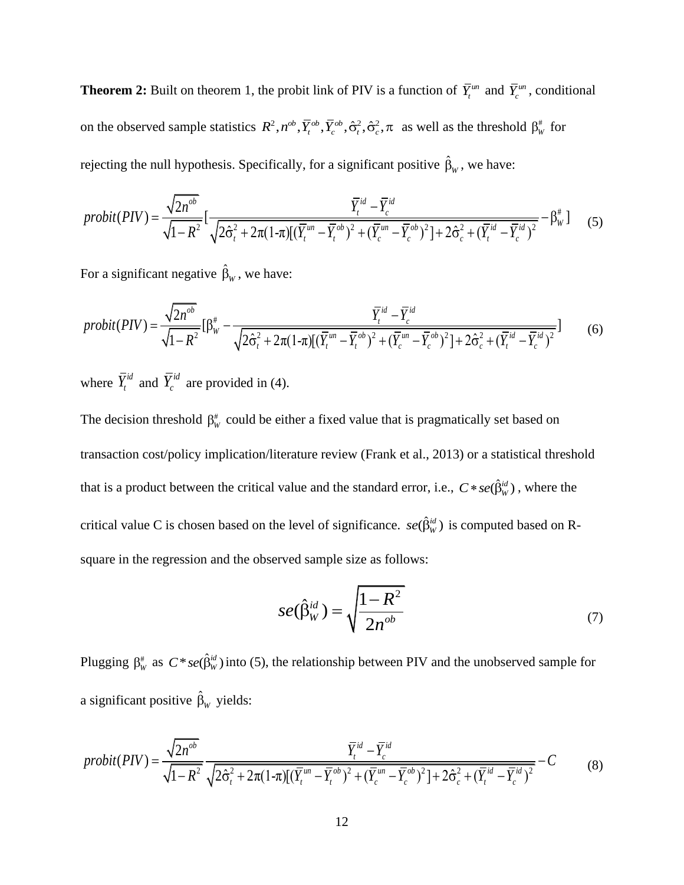**Theorem 2:** Built on theorem 1, the probit link of PIV is a function of $\bar{Y}_t^{un}$ and $\bar{Y}_c^{un}$, conditional on the observed sample statistics $R^2, n^{ob}, \bar{Y}_t^{ob}, \bar{Y}_c^{ob}, \hat{\sigma}_t^2, \hat{\sigma}_c^2, \pi$ as well as the threshold $\beta_W^{\#}$ for rejecting the null hypothesis. Specifically, for a significant positive $\hat{\beta}_W$, we have:

$$probit(PIV) = \frac{\sqrt{2n^{ob}}}{\sqrt{1-R^2}}\left[\frac{\bar{Y}_t^{id} - \bar{Y}_c^{id}}{\sqrt{2\hat{\sigma}_t^2 + 2\pi(1\text{-}\pi)[(\bar{Y}_t^{un} - \bar{Y}_t^{ob})^2 + (\bar{Y}_c^{un} - \bar{Y}_c^{ob})^2] + 2\hat{\sigma}_c^2 + (\bar{Y}_t^{id} - \bar{Y}_c^{id})^2}} - \beta_W^{\#}\right] \quad (5)$$

For a significant negative $\hat{\beta}_W$, we have:

$$probit(PIV) = \frac{\sqrt{2n^{ob}}}{\sqrt{1-R^2}}\left[\beta_W^{\#} - \frac{\bar{Y}_t^{id} - \bar{Y}_c^{id}}{\sqrt{2\hat{\sigma}_t^2 + 2\pi(1\text{-}\pi)[(\bar{Y}_t^{un} - \bar{Y}_t^{ob})^2 + (\bar{Y}_c^{un} - \bar{Y}_c^{ob})^2] + 2\hat{\sigma}_c^2 + (\bar{Y}_t^{id} - \bar{Y}_c^{id})^2}}\right] \quad (6)$$

where $\bar{Y}_t^{id}$ and $\bar{Y}_c^{id}$ are provided in (4).

The decision threshold $\beta_W^{\#}$ could be either a fixed value that is pragmatically set based on transaction cost/policy implication/literature review (Frank et al., 2013) or a statistical threshold that is a product between the critical value and the standard error, i.e., $C * se(\hat{\beta}_W^{id})$, where the critical value C is chosen based on the level of significance. $se(\hat{\beta}_W^{id})$ is computed based on R-square in the regression and the observed sample size as follows:

$$se(\hat{\beta}_W^{id}) = \sqrt{\frac{1-R^2}{2n^{ob}}} \quad (7)$$

Plugging $\beta_W^{\#}$ as $C * se(\hat{\beta}_W^{id})$ into (5), the relationship between PIV and the unobserved sample for a significant positive $\hat{\beta}_W$ yields:

$$probit(PIV) = \frac{\sqrt{2n^{ob}}}{\sqrt{1-R^2}} \frac{\bar{Y}_t^{id} - \bar{Y}_c^{id}}{\sqrt{2\hat{\sigma}_t^2 + 2\pi(1\text{-}\pi)[(\bar{Y}_t^{un} - \bar{Y}_t^{ob})^2 + (\bar{Y}_c^{un} - \bar{Y}_c^{ob})^2] + 2\hat{\sigma}_c^2 + (\bar{Y}_t^{id} - \bar{Y}_c^{id})^2}} - C \quad (8)$$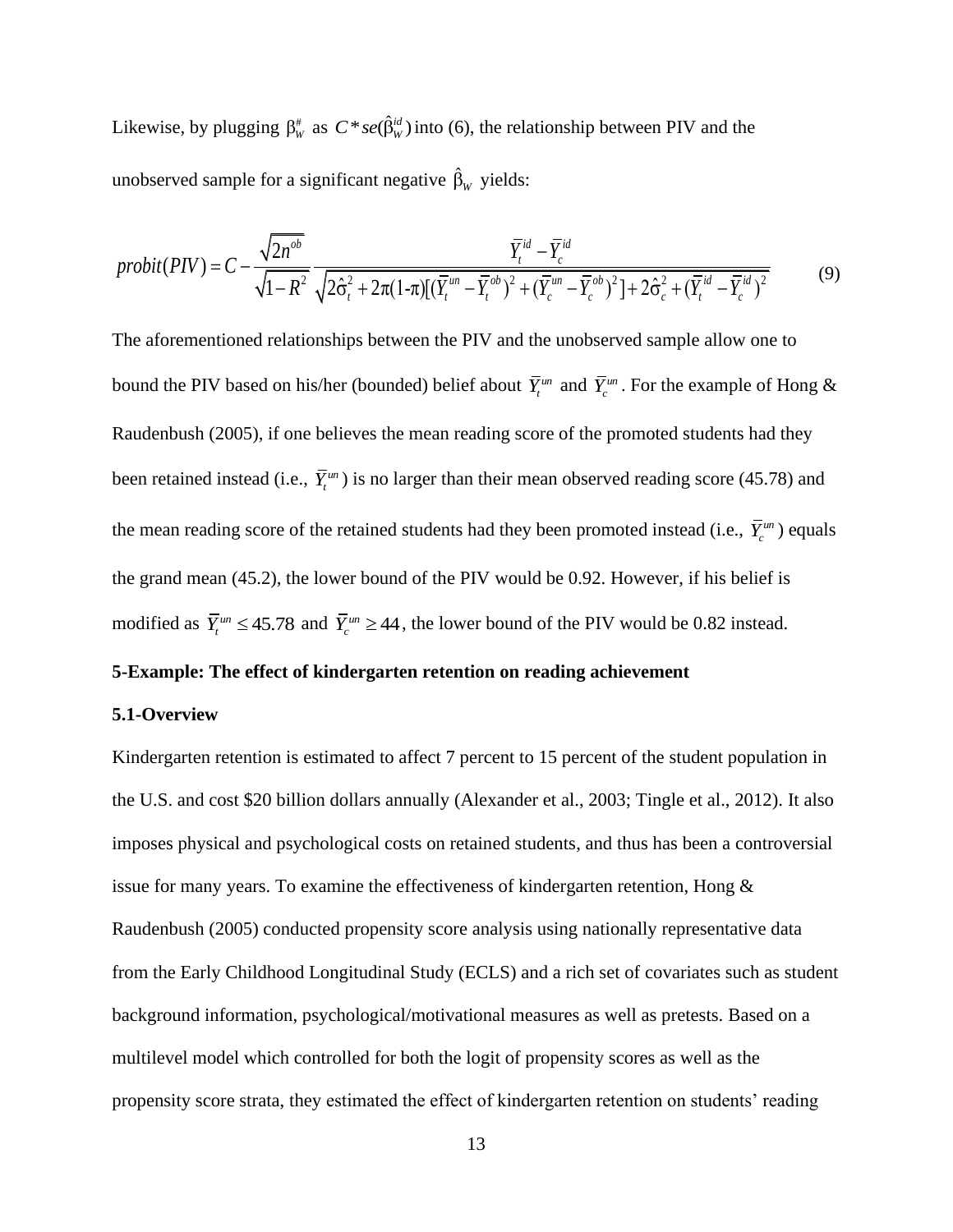Likewise, by plugging $\beta_W^{\#}$ as $C * se(\hat{\beta}_W^{id})$ into (6), the relationship between PIV and the unobserved sample for a significant negative $\hat{\beta}_W$ yields:

$$probit(PIV) = C - \frac{\sqrt{2n^{ob}}}{\sqrt{1-R^2}} \frac{\bar{Y}_t^{id} - \bar{Y}_c^{id}}{\sqrt{2\hat{\sigma}_t^2 + 2\pi(1\text{-}\pi)[(\bar{Y}_t^{un} - \bar{Y}_t^{ob})^2 + (\bar{Y}_c^{un} - \bar{Y}_c^{ob})^2] + 2\hat{\sigma}_c^2 + (\bar{Y}_t^{id} - \bar{Y}_c^{id})^2}} \tag{9}$$

The aforementioned relationships between the PIV and the unobserved sample allow one to bound the PIV based on his/her (bounded) belief about $\bar{Y}_t^{un}$ and $\bar{Y}_c^{un}$. For the example of Hong & Raudenbush (2005), if one believes the mean reading score of the promoted students had they been retained instead (i.e., $\bar{Y}_t^{un}$) is no larger than their mean observed reading score (45.78) and the mean reading score of the retained students had they been promoted instead (i.e., $\bar{Y}_c^{un}$) equals the grand mean (45.2), the lower bound of the PIV would be 0.92. However, if his belief is modified as $\bar{Y}_t^{un} \leq 45.78$ and $\bar{Y}_c^{un} \geq 44$, the lower bound of the PIV would be 0.82 instead.

## 5-Example: The effect of kindergarten retention on reading achievement

### 5.1-Overview

Kindergarten retention is estimated to affect 7 percent to 15 percent of the student population in the U.S. and cost $20 billion dollars annually (Alexander et al., 2003; Tingle et al., 2012). It also imposes physical and psychological costs on retained students, and thus has been a controversial issue for many years. To examine the effectiveness of kindergarten retention, Hong & Raudenbush (2005) conducted propensity score analysis using nationally representative data from the Early Childhood Longitudinal Study (ECLS) and a rich set of covariates such as student background information, psychological/motivational measures as well as pretests. Based on a multilevel model which controlled for both the logit of propensity scores as well as the propensity score strata, they estimated the effect of kindergarten retention on students' reading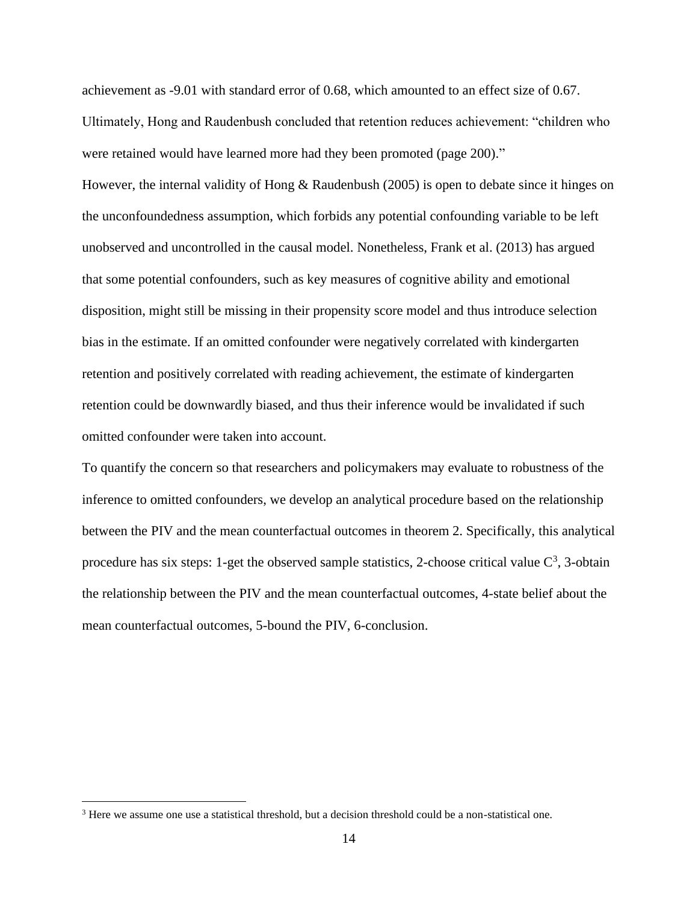achievement as -9.01 with standard error of 0.68, which amounted to an effect size of 0.67. Ultimately, Hong and Raudenbush concluded that retention reduces achievement: "children who were retained would have learned more had they been promoted (page 200)."

However, the internal validity of Hong & Raudenbush (2005) is open to debate since it hinges on the unconfoundedness assumption, which forbids any potential confounding variable to be left unobserved and uncontrolled in the causal model. Nonetheless, Frank et al. (2013) has argued that some potential confounders, such as key measures of cognitive ability and emotional disposition, might still be missing in their propensity score model and thus introduce selection bias in the estimate. If an omitted confounder were negatively correlated with kindergarten retention and positively correlated with reading achievement, the estimate of kindergarten retention could be downwardly biased, and thus their inference would be invalidated if such omitted confounder were taken into account.

To quantify the concern so that researchers and policymakers may evaluate to robustness of the inference to omitted confounders, we develop an analytical procedure based on the relationship between the PIV and the mean counterfactual outcomes in theorem 2. Specifically, this analytical procedure has six steps: 1-get the observed sample statistics, 2-choose critical value C[3], 3-obtain the relationship between the PIV and the mean counterfactual outcomes, 4-state belief about the mean counterfactual outcomes, 5-bound the PIV, 6-conclusion.

[3] Here we assume one use a statistical threshold, but a decision threshold could be a non-statistical one.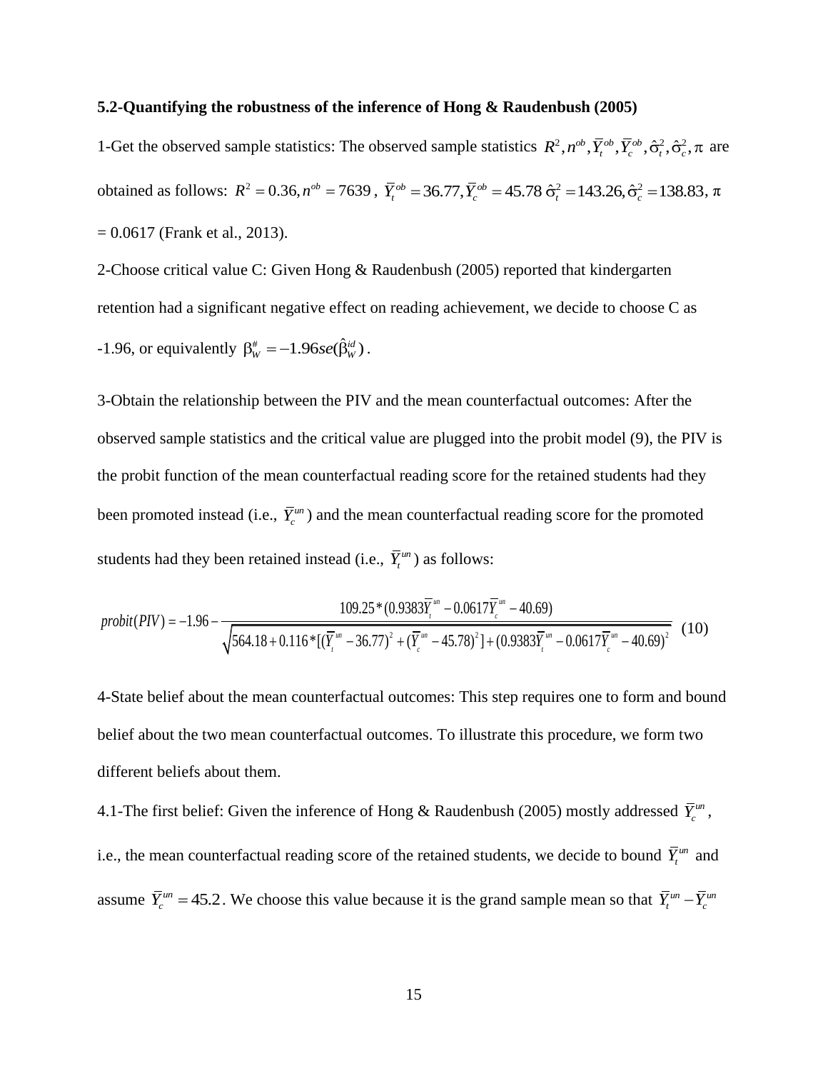**5.2-Quantifying the robustness of the inference of Hong & Raudenbush (2005)**

1-Get the observed sample statistics: The observed sample statistics $R^2, n^{ob}, \bar{Y}_t^{ob}, \bar{Y}_c^{ob}, \hat{\sigma}_t^2, \hat{\sigma}_c^2, \pi$ are obtained as follows: $R^2 = 0.36, n^{ob} = 7639$, $\bar{Y}_t^{ob} = 36.77, \bar{Y}_c^{ob} = 45.78$ $\hat{\sigma}_t^2 = 143.26, \hat{\sigma}_c^2 = 138.83$, $\pi$ = 0.0617 (Frank et al., 2013).

2-Choose critical value C: Given Hong & Raudenbush (2005) reported that kindergarten retention had a significant negative effect on reading achievement, we decide to choose C as -1.96, or equivalently $\beta_W^{\#} = -1.96 se(\hat{\beta}_W^{id})$.

3-Obtain the relationship between the PIV and the mean counterfactual outcomes: After the observed sample statistics and the critical value are plugged into the probit model (9), the PIV is the probit function of the mean counterfactual reading score for the retained students had they been promoted instead (i.e., $\bar{Y}_c^{un}$) and the mean counterfactual reading score for the promoted students had they been retained instead (i.e., $\bar{Y}_t^{un}$) as follows:

$$probit(PIV) = -1.96 - \frac{109.25*(0.9383\bar{Y}_t^{un} - 0.0617\bar{Y}_c^{un} - 40.69)}{\sqrt{564.18 + 0.116*[(\bar{Y}_t^{un} - 36.77)^2 + (\bar{Y}_c^{un} - 45.78)^2] + (0.9383\bar{Y}_t^{un} - 0.0617\bar{Y}_c^{un} - 40.69)^2}} \quad (10)$$

4-State belief about the mean counterfactual outcomes: This step requires one to form and bound belief about the two mean counterfactual outcomes. To illustrate this procedure, we form two different beliefs about them.

4.1-The first belief: Given the inference of Hong & Raudenbush (2005) mostly addressed $\bar{Y}_c^{un}$, i.e., the mean counterfactual reading score of the retained students, we decide to bound $\bar{Y}_t^{un}$ and assume $\bar{Y}_c^{un} = 45.2$. We choose this value because it is the grand sample mean so that $\bar{Y}_t^{un} - \bar{Y}_c^{un}$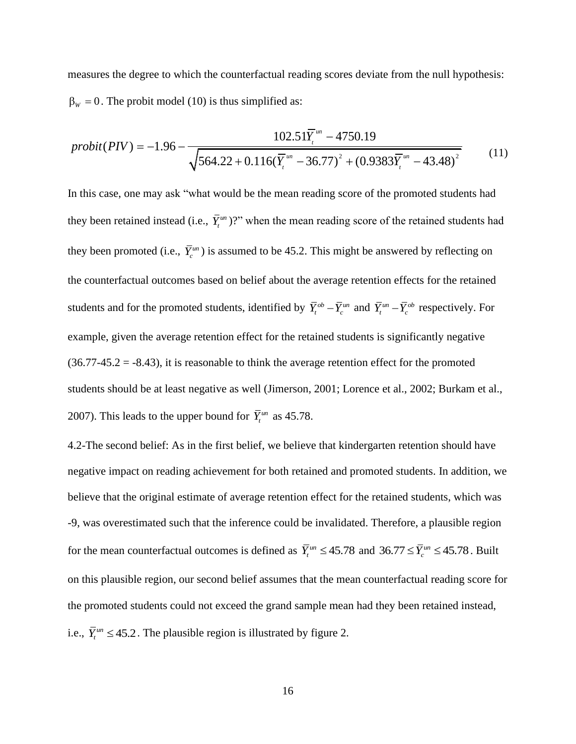measures the degree to which the counterfactual reading scores deviate from the null hypothesis: $\beta_W = 0$. The probit model (10) is thus simplified as:

$$probit(PIV) = -1.96 - \frac{102.51\overline{Y}_t^{un} - 4750.19}{\sqrt{564.22 + 0.116(\overline{Y}_t^{un} - 36.77)^2 + (0.9383\overline{Y}_t^{un} - 43.48)^2}} \tag{11}$$

In this case, one may ask "what would be the mean reading score of the promoted students had they been retained instead (i.e., $\overline{Y}_t^{un}$)?" when the mean reading score of the retained students had they been promoted (i.e., $\overline{Y}_c^{un}$) is assumed to be 45.2. This might be answered by reflecting on the counterfactual outcomes based on belief about the average retention effects for the retained students and for the promoted students, identified by $\overline{Y}_t^{ob} - \overline{Y}_c^{un}$ and $\overline{Y}_t^{un} - \overline{Y}_c^{ob}$ respectively. For example, given the average retention effect for the retained students is significantly negative (36.77-45.2 = -8.43), it is reasonable to think the average retention effect for the promoted students should be at least negative as well (Jimerson, 2001; Lorence et al., 2002; Burkam et al., 2007). This leads to the upper bound for $\overline{Y}_t^{un}$ as 45.78.

4.2-The second belief: As in the first belief, we believe that kindergarten retention should have negative impact on reading achievement for both retained and promoted students. In addition, we believe that the original estimate of average retention effect for the retained students, which was -9, was overestimated such that the inference could be invalidated. Therefore, a plausible region for the mean counterfactual outcomes is defined as $\overline{Y}_t^{un} \leq 45.78$ and $36.77 \leq \overline{Y}_c^{un} \leq 45.78$. Built on this plausible region, our second belief assumes that the mean counterfactual reading score for the promoted students could not exceed the grand sample mean had they been retained instead, i.e., $\overline{Y}_t^{un} \leq 45.2$. The plausible region is illustrated by figure 2.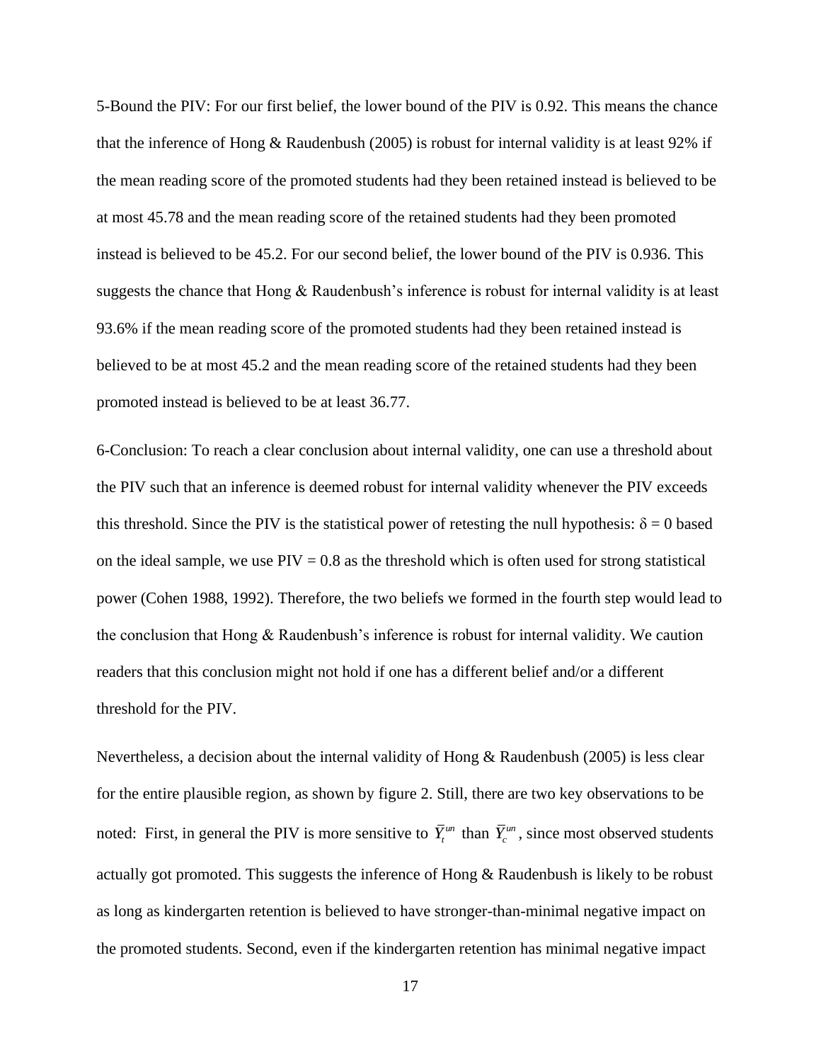5-Bound the PIV: For our first belief, the lower bound of the PIV is 0.92. This means the chance that the inference of Hong & Raudenbush (2005) is robust for internal validity is at least 92% if the mean reading score of the promoted students had they been retained instead is believed to be at most 45.78 and the mean reading score of the retained students had they been promoted instead is believed to be 45.2. For our second belief, the lower bound of the PIV is 0.936. This suggests the chance that Hong & Raudenbush's inference is robust for internal validity is at least 93.6% if the mean reading score of the promoted students had they been retained instead is believed to be at most 45.2 and the mean reading score of the retained students had they been promoted instead is believed to be at least 36.77.

6-Conclusion: To reach a clear conclusion about internal validity, one can use a threshold about the PIV such that an inference is deemed robust for internal validity whenever the PIV exceeds this threshold. Since the PIV is the statistical power of retesting the null hypothesis: $\delta = 0$ based on the ideal sample, we use PIV = 0.8 as the threshold which is often used for strong statistical power (Cohen 1988, 1992). Therefore, the two beliefs we formed in the fourth step would lead to the conclusion that Hong & Raudenbush's inference is robust for internal validity. We caution readers that this conclusion might not hold if one has a different belief and/or a different threshold for the PIV.

Nevertheless, a decision about the internal validity of Hong & Raudenbush (2005) is less clear for the entire plausible region, as shown by figure 2. Still, there are two key observations to be noted: First, in general the PIV is more sensitive to $\bar{Y}_t^{un}$ than $\bar{Y}_c^{un}$, since most observed students actually got promoted. This suggests the inference of Hong & Raudenbush is likely to be robust as long as kindergarten retention is believed to have stronger-than-minimal negative impact on the promoted students. Second, even if the kindergarten retention has minimal negative impact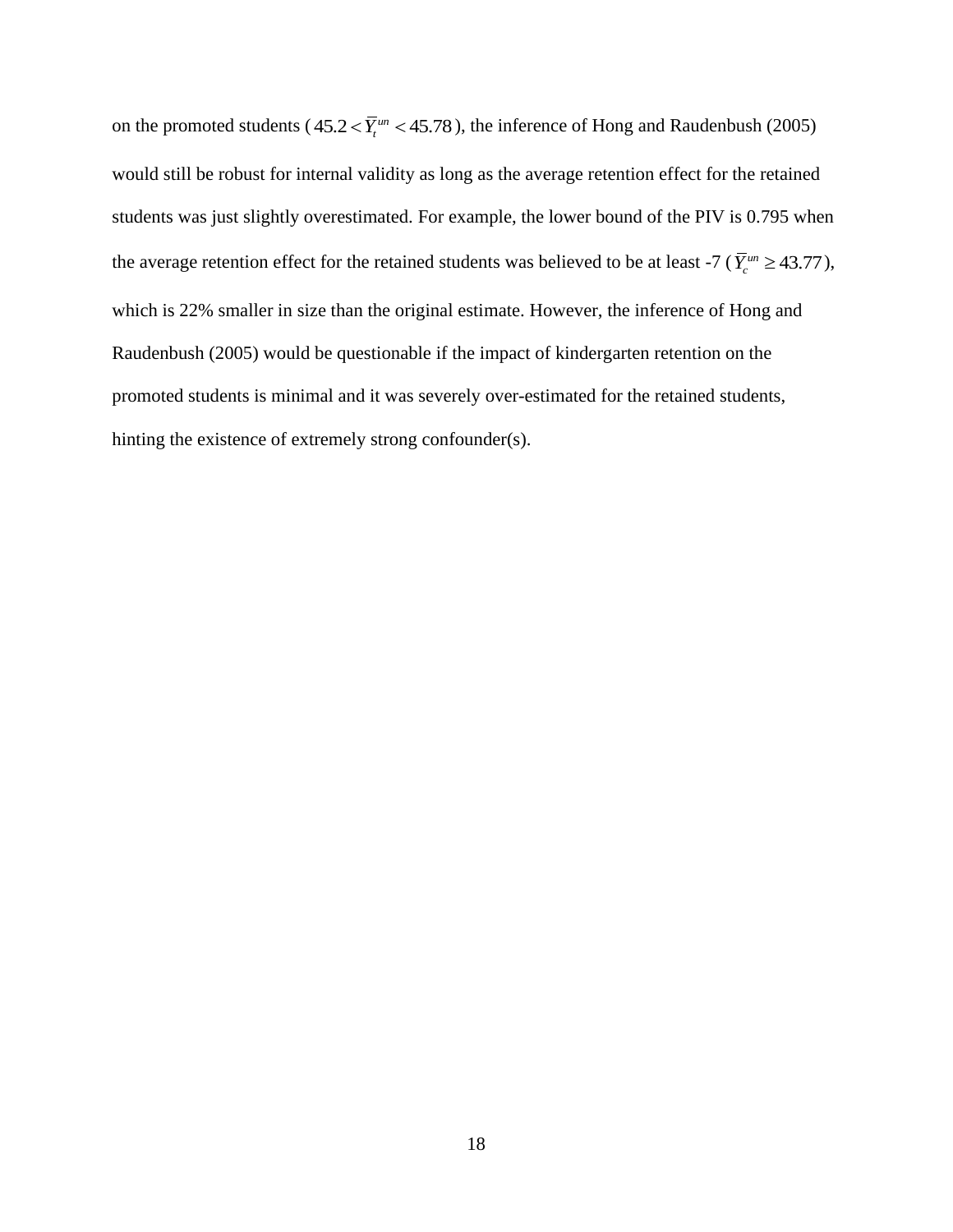on the promoted students ( $45.2 < \overline{Y}_t^{un} < 45.78$ ), the inference of Hong and Raudenbush (2005) would still be robust for internal validity as long as the average retention effect for the retained students was just slightly overestimated. For example, the lower bound of the PIV is 0.795 when the average retention effect for the retained students was believed to be at least -7 ( $\overline{Y}_c^{un} \geq 43.77$ ), which is 22% smaller in size than the original estimate. However, the inference of Hong and Raudenbush (2005) would be questionable if the impact of kindergarten retention on the promoted students is minimal and it was severely over-estimated for the retained students, hinting the existence of extremely strong confounder(s).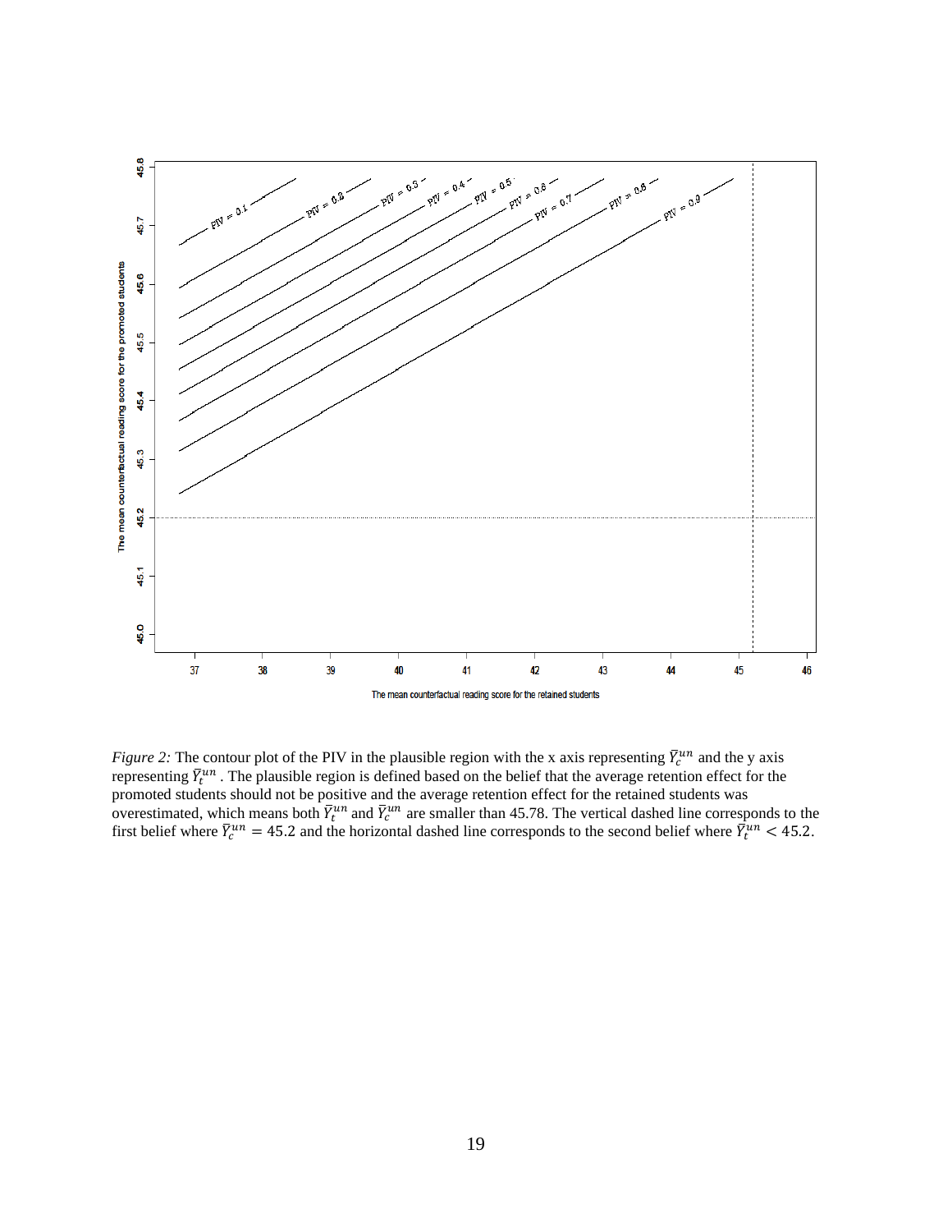*Figure 2:* The contour plot of the PIV in the plausible region with the x axis representing $\bar{Y}_c^{un}$ and the y axis representing $\bar{Y}_t^{un}$ . The plausible region is defined based on the belief that the average retention effect for the promoted students should not be positive and the average retention effect for the retained students was overestimated, which means both $\bar{Y}_t^{un}$ and $\bar{Y}_c^{un}$ are smaller than 45.78. The vertical dashed line corresponds to the first belief where $\bar{Y}_c^{un} = 45.2$ and the horizontal dashed line corresponds to the second belief where $\bar{Y}_t^{un} < 45.2$.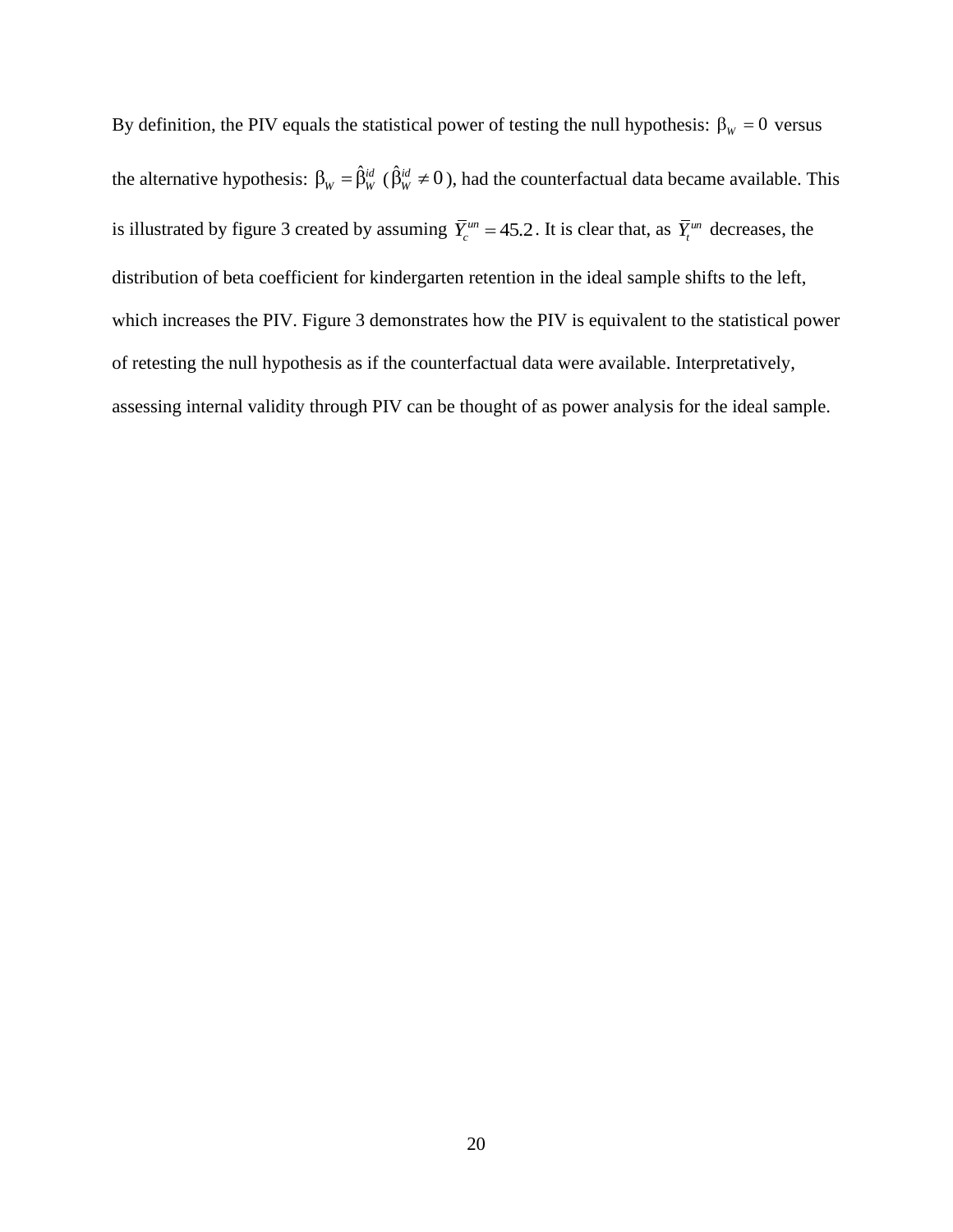By definition, the PIV equals the statistical power of testing the null hypothesis: $\beta_W = 0$ versus the alternative hypothesis: $\beta_W = \hat{\beta}_W^{id}$ ($\hat{\beta}_W^{id} \neq 0$), had the counterfactual data became available. This is illustrated by figure 3 created by assuming $\bar{Y}_c^{un} = 45.2$. It is clear that, as $\bar{Y}_t^{un}$ decreases, the distribution of beta coefficient for kindergarten retention in the ideal sample shifts to the left, which increases the PIV. Figure 3 demonstrates how the PIV is equivalent to the statistical power of retesting the null hypothesis as if the counterfactual data were available. Interpretatively, assessing internal validity through PIV can be thought of as power analysis for the ideal sample.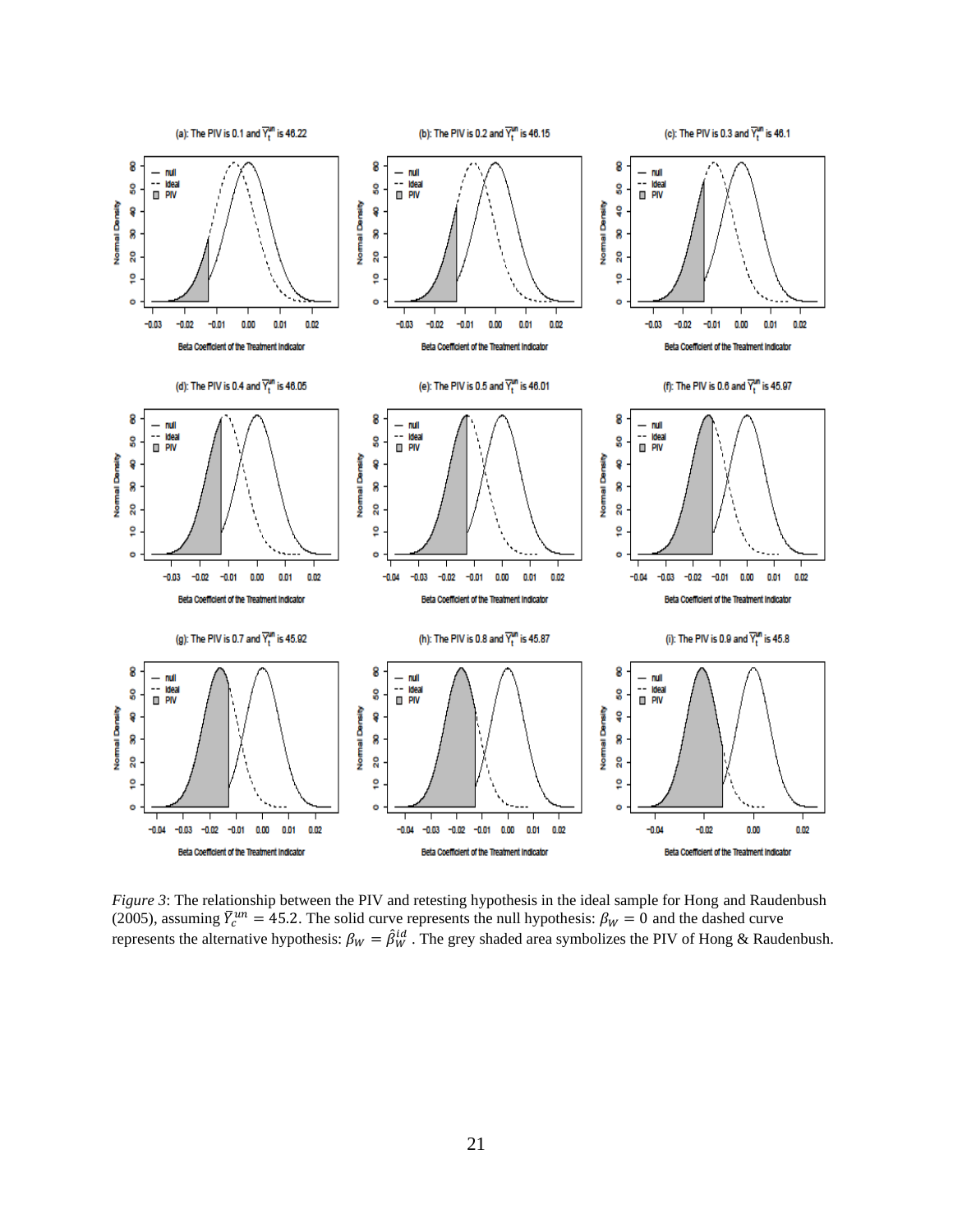*Figure 3*: The relationship between the PIV and retesting hypothesis in the ideal sample for Hong and Raudenbush (2005), assuming $\bar{Y}_c^{un} = 45.2$. The solid curve represents the null hypothesis: $\beta_W = 0$ and the dashed curve represents the alternative hypothesis: $\beta_W = \hat{\beta}_W^{id}$ . The grey shaded area symbolizes the PIV of Hong & Raudenbush.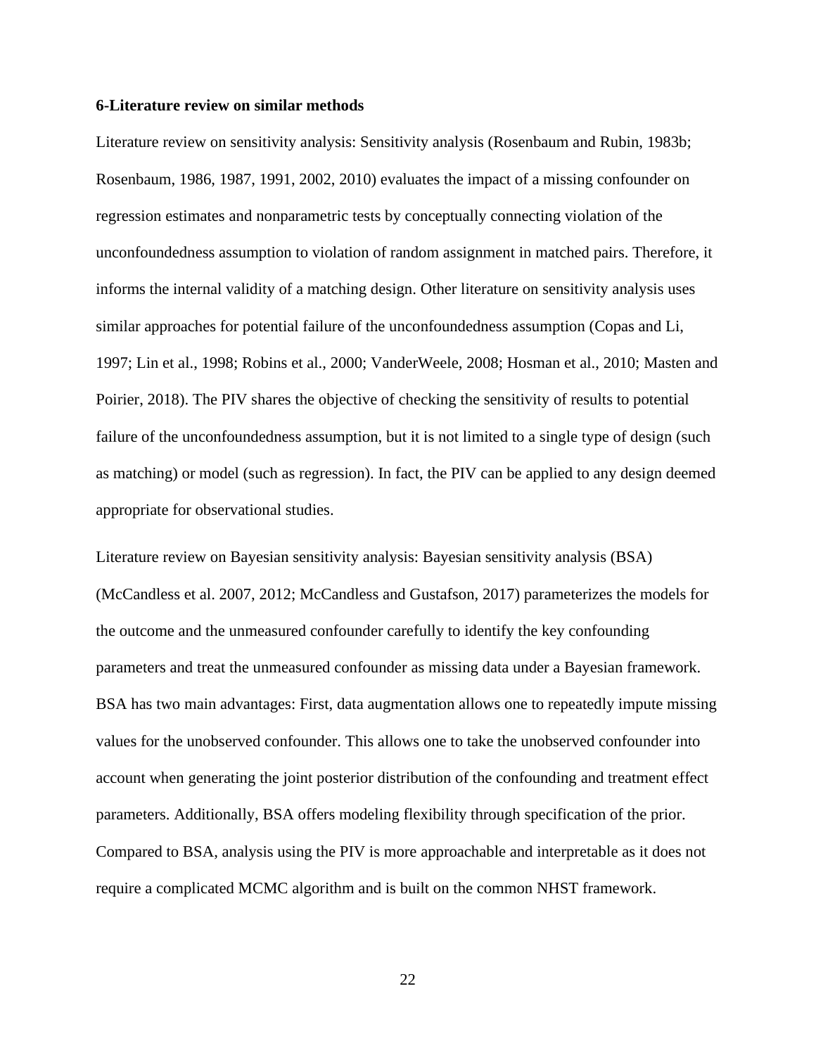### 6-Literature review on similar methods

Literature review on sensitivity analysis: Sensitivity analysis (Rosenbaum and Rubin, 1983b; Rosenbaum, 1986, 1987, 1991, 2002, 2010) evaluates the impact of a missing confounder on regression estimates and nonparametric tests by conceptually connecting violation of the unconfoundedness assumption to violation of random assignment in matched pairs. Therefore, it informs the internal validity of a matching design. Other literature on sensitivity analysis uses similar approaches for potential failure of the unconfoundedness assumption (Copas and Li, 1997; Lin et al., 1998; Robins et al., 2000; VanderWeele, 2008; Hosman et al., 2010; Masten and Poirier, 2018). The PIV shares the objective of checking the sensitivity of results to potential failure of the unconfoundedness assumption, but it is not limited to a single type of design (such as matching) or model (such as regression). In fact, the PIV can be applied to any design deemed appropriate for observational studies.

Literature review on Bayesian sensitivity analysis: Bayesian sensitivity analysis (BSA) (McCandless et al. 2007, 2012; McCandless and Gustafson, 2017) parameterizes the models for the outcome and the unmeasured confounder carefully to identify the key confounding parameters and treat the unmeasured confounder as missing data under a Bayesian framework. BSA has two main advantages: First, data augmentation allows one to repeatedly impute missing values for the unobserved confounder. This allows one to take the unobserved confounder into account when generating the joint posterior distribution of the confounding and treatment effect parameters. Additionally, BSA offers modeling flexibility through specification of the prior. Compared to BSA, analysis using the PIV is more approachable and interpretable as it does not require a complicated MCMC algorithm and is built on the common NHST framework.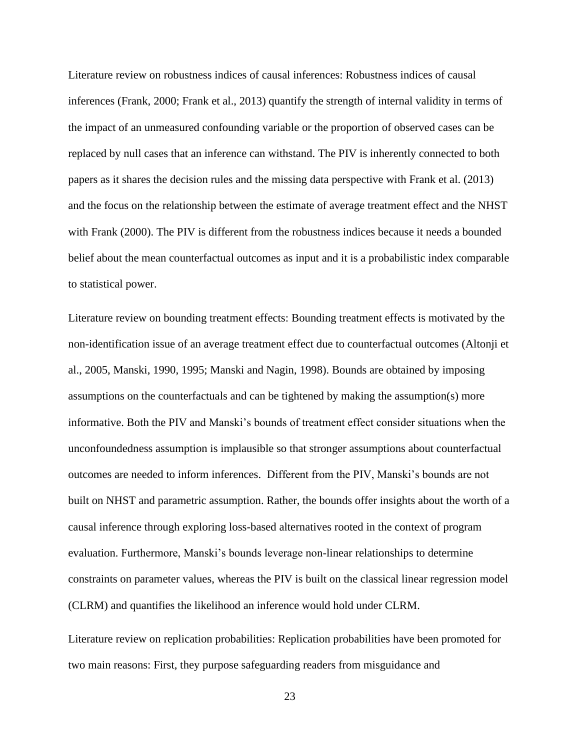Literature review on robustness indices of causal inferences: Robustness indices of causal inferences (Frank, 2000; Frank et al., 2013) quantify the strength of internal validity in terms of the impact of an unmeasured confounding variable or the proportion of observed cases can be replaced by null cases that an inference can withstand. The PIV is inherently connected to both papers as it shares the decision rules and the missing data perspective with Frank et al. (2013) and the focus on the relationship between the estimate of average treatment effect and the NHST with Frank (2000). The PIV is different from the robustness indices because it needs a bounded belief about the mean counterfactual outcomes as input and it is a probabilistic index comparable to statistical power.

Literature review on bounding treatment effects: Bounding treatment effects is motivated by the non-identification issue of an average treatment effect due to counterfactual outcomes (Altonji et al., 2005, Manski, 1990, 1995; Manski and Nagin, 1998). Bounds are obtained by imposing assumptions on the counterfactuals and can be tightened by making the assumption(s) more informative. Both the PIV and Manski's bounds of treatment effect consider situations when the unconfoundedness assumption is implausible so that stronger assumptions about counterfactual outcomes are needed to inform inferences.  Different from the PIV, Manski's bounds are not built on NHST and parametric assumption. Rather, the bounds offer insights about the worth of a causal inference through exploring loss-based alternatives rooted in the context of program evaluation. Furthermore, Manski's bounds leverage non-linear relationships to determine constraints on parameter values, whereas the PIV is built on the classical linear regression model (CLRM) and quantifies the likelihood an inference would hold under CLRM.

Literature review on replication probabilities: Replication probabilities have been promoted for two main reasons: First, they purpose safeguarding readers from misguidance and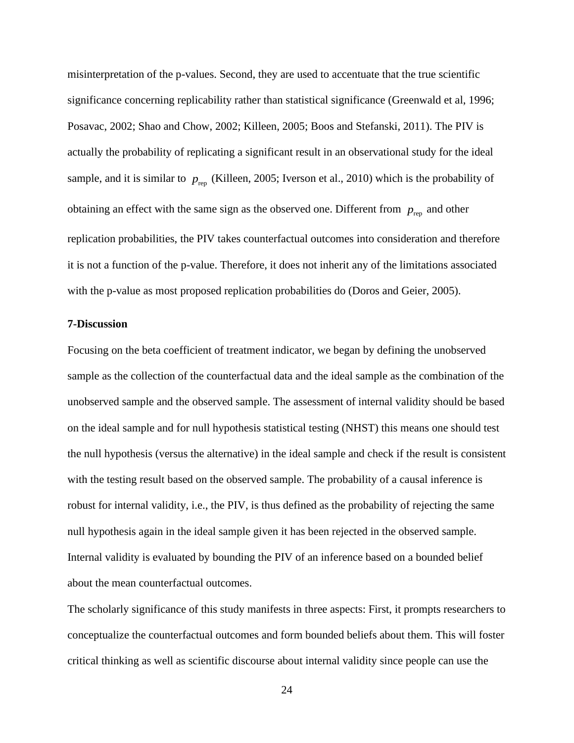misinterpretation of the p-values. Second, they are used to accentuate that the true scientific significance concerning replicability rather than statistical significance (Greenwald et al, 1996; Posavac, 2002; Shao and Chow, 2002; Killeen, 2005; Boos and Stefanski, 2011). The PIV is actually the probability of replicating a significant result in an observational study for the ideal sample, and it is similar to $p_{\text{rep}}$ (Killeen, 2005; Iverson et al., 2010) which is the probability of obtaining an effect with the same sign as the observed one. Different from $p_{\text{rep}}$ and other replication probabilities, the PIV takes counterfactual outcomes into consideration and therefore it is not a function of the p-value. Therefore, it does not inherit any of the limitations associated with the p-value as most proposed replication probabilities do (Doros and Geier, 2005).

**7-Discussion**

Focusing on the beta coefficient of treatment indicator, we began by defining the unobserved sample as the collection of the counterfactual data and the ideal sample as the combination of the unobserved sample and the observed sample. The assessment of internal validity should be based on the ideal sample and for null hypothesis statistical testing (NHST) this means one should test the null hypothesis (versus the alternative) in the ideal sample and check if the result is consistent with the testing result based on the observed sample. The probability of a causal inference is robust for internal validity, i.e., the PIV, is thus defined as the probability of rejecting the same null hypothesis again in the ideal sample given it has been rejected in the observed sample. Internal validity is evaluated by bounding the PIV of an inference based on a bounded belief about the mean counterfactual outcomes.

The scholarly significance of this study manifests in three aspects: First, it prompts researchers to conceptualize the counterfactual outcomes and form bounded beliefs about them. This will foster critical thinking as well as scientific discourse about internal validity since people can use the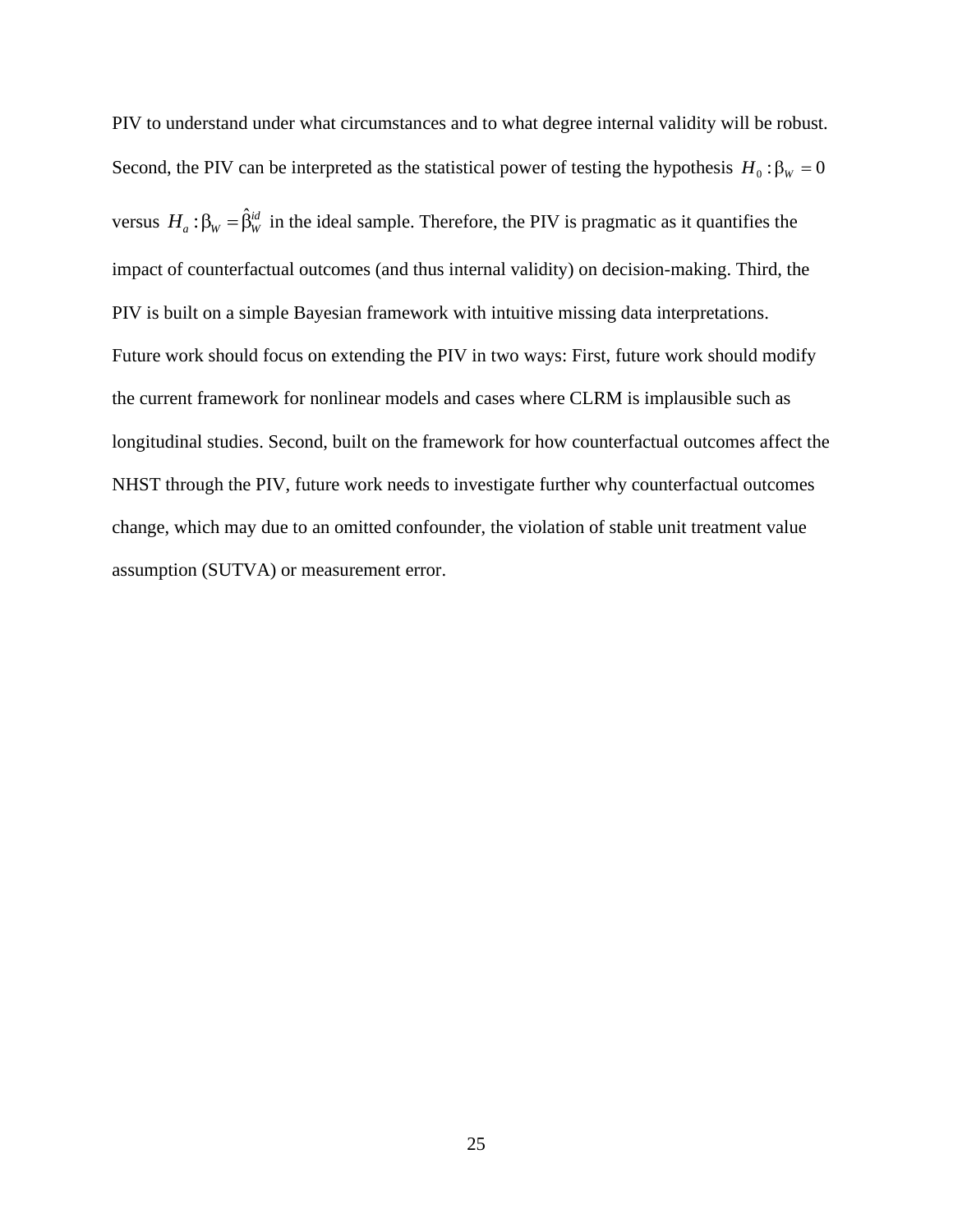PIV to understand under what circumstances and to what degree internal validity will be robust. Second, the PIV can be interpreted as the statistical power of testing the hypothesis $H_0 : \beta_W = 0$ versus $H_a : \beta_W = \hat{\beta}_W^{id}$ in the ideal sample. Therefore, the PIV is pragmatic as it quantifies the impact of counterfactual outcomes (and thus internal validity) on decision-making. Third, the PIV is built on a simple Bayesian framework with intuitive missing data interpretations.

Future work should focus on extending the PIV in two ways: First, future work should modify the current framework for nonlinear models and cases where CLRM is implausible such as longitudinal studies. Second, built on the framework for how counterfactual outcomes affect the NHST through the PIV, future work needs to investigate further why counterfactual outcomes change, which may due to an omitted confounder, the violation of stable unit treatment value assumption (SUTVA) or measurement error.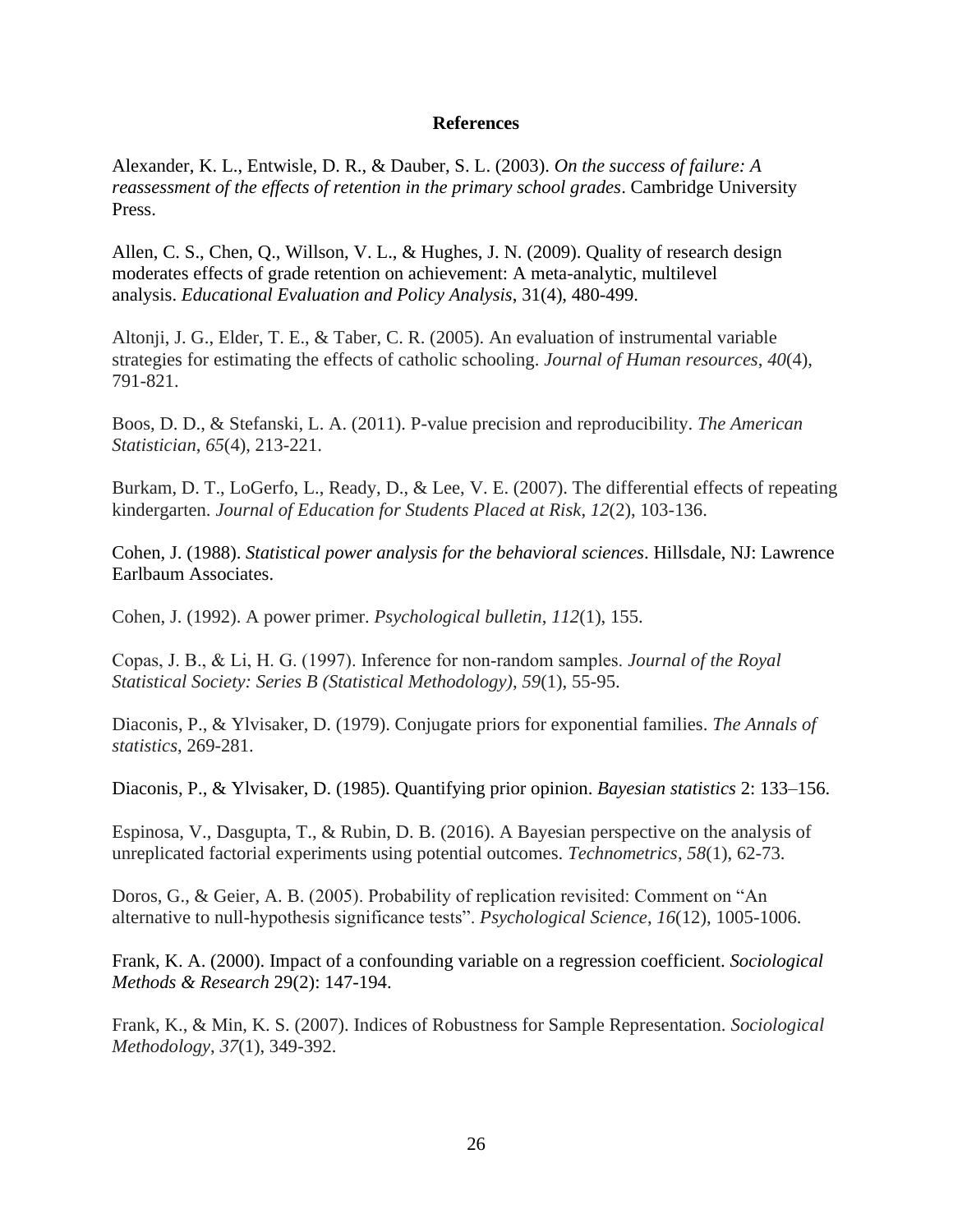# References

Alexander, K. L., Entwisle, D. R., & Dauber, S. L. (2003). *On the success of failure: A reassessment of the effects of retention in the primary school grades*. Cambridge University Press.

Allen, C. S., Chen, Q., Willson, V. L., & Hughes, J. N. (2009). Quality of research design moderates effects of grade retention on achievement: A meta-analytic, multilevel analysis. *Educational Evaluation and Policy Analysis*, 31(4), 480-499.

Altonji, J. G., Elder, T. E., & Taber, C. R. (2005). An evaluation of instrumental variable strategies for estimating the effects of catholic schooling. *Journal of Human resources*, *40*(4), 791-821.

Boos, D. D., & Stefanski, L. A. (2011). P-value precision and reproducibility. *The American Statistician*, *65*(4), 213-221.

Burkam, D. T., LoGerfo, L., Ready, D., & Lee, V. E. (2007). The differential effects of repeating kindergarten. *Journal of Education for Students Placed at Risk*, *12*(2), 103-136.

Cohen, J. (1988). *Statistical power analysis for the behavioral sciences*. Hillsdale, NJ: Lawrence Earlbaum Associates.

Cohen, J. (1992). A power primer. *Psychological bulletin*, *112*(1), 155.

Copas, J. B., & Li, H. G. (1997). Inference for non-random samples. *Journal of the Royal Statistical Society: Series B (Statistical Methodology)*, *59*(1), 55-95.

Diaconis, P., & Ylvisaker, D. (1979). Conjugate priors for exponential families. *The Annals of statistics*, 269-281.

Diaconis, P., & Ylvisaker, D. (1985). Quantifying prior opinion. *Bayesian statistics* 2: 133–156.

Espinosa, V., Dasgupta, T., & Rubin, D. B. (2016). A Bayesian perspective on the analysis of unreplicated factorial experiments using potential outcomes. *Technometrics*, *58*(1), 62-73.

Doros, G., & Geier, A. B. (2005). Probability of replication revisited: Comment on "An alternative to null-hypothesis significance tests". *Psychological Science*, *16*(12), 1005-1006.

Frank, K. A. (2000). Impact of a confounding variable on a regression coefficient. *Sociological Methods & Research* 29(2): 147-194.

Frank, K., & Min, K. S. (2007). Indices of Robustness for Sample Representation. *Sociological Methodology*, *37*(1), 349-392.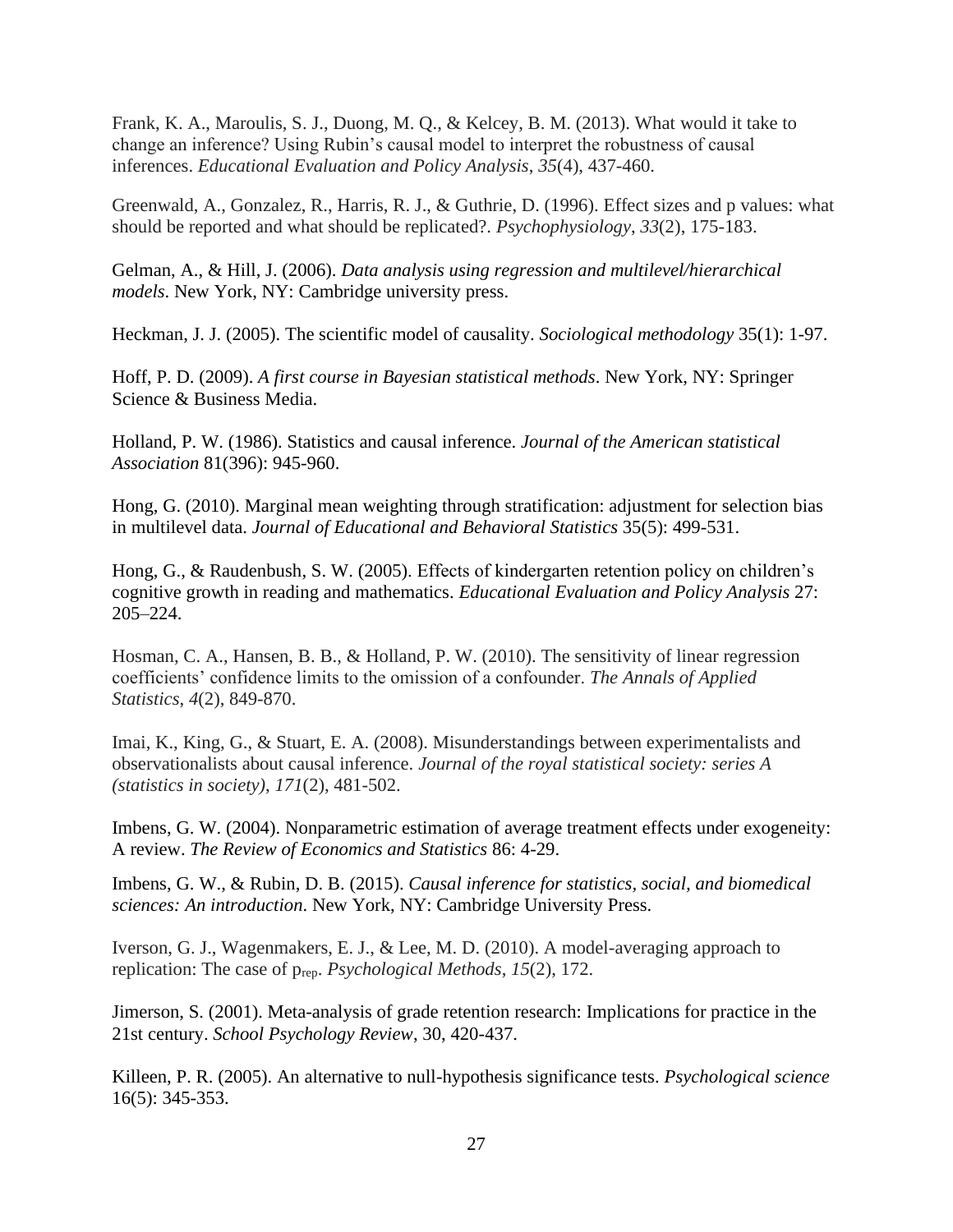Frank, K. A., Maroulis, S. J., Duong, M. Q., & Kelcey, B. M. (2013). What would it take to change an inference? Using Rubin's causal model to interpret the robustness of causal inferences. *Educational Evaluation and Policy Analysis*, *35*(4), 437-460.

Greenwald, A., Gonzalez, R., Harris, R. J., & Guthrie, D. (1996). Effect sizes and p values: what should be reported and what should be replicated?. *Psychophysiology*, *33*(2), 175-183.

Gelman, A., & Hill, J. (2006). *Data analysis using regression and multilevel/hierarchical models*. New York, NY: Cambridge university press.

Heckman, J. J. (2005). The scientific model of causality. *Sociological methodology* 35(1): 1-97.

Hoff, P. D. (2009). *A first course in Bayesian statistical methods*. New York, NY: Springer Science & Business Media.

Holland, P. W. (1986). Statistics and causal inference. *Journal of the American statistical Association* 81(396): 945-960.

Hong, G. (2010). Marginal mean weighting through stratification: adjustment for selection bias in multilevel data. *Journal of Educational and Behavioral Statistics* 35(5): 499-531.

Hong, G., & Raudenbush, S. W. (2005). Effects of kindergarten retention policy on children's cognitive growth in reading and mathematics. *Educational Evaluation and Policy Analysis* 27: 205–224.

Hosman, C. A., Hansen, B. B., & Holland, P. W. (2010). The sensitivity of linear regression coefficients' confidence limits to the omission of a confounder. *The Annals of Applied Statistics*, *4*(2), 849-870.

Imai, K., King, G., & Stuart, E. A. (2008). Misunderstandings between experimentalists and observationalists about causal inference. *Journal of the royal statistical society: series A (statistics in society)*, *171*(2), 481-502.

Imbens, G. W. (2004). Nonparametric estimation of average treatment effects under exogeneity: A review. *The Review of Economics and Statistics* 86: 4-29.

Imbens, G. W., & Rubin, D. B. (2015). *Causal inference for statistics, social, and biomedical sciences: An introduction*. New York, NY: Cambridge University Press.

Iverson, G. J., Wagenmakers, E. J., & Lee, M. D. (2010). A model-averaging approach to replication: The case of $p_{rep}$. *Psychological Methods*, *15*(2), 172.

Jimerson, S. (2001). Meta-analysis of grade retention research: Implications for practice in the 21st century. *School Psychology Review*, 30, 420-437.

Killeen, P. R. (2005). An alternative to null-hypothesis significance tests. *Psychological science* 16(5): 345-353.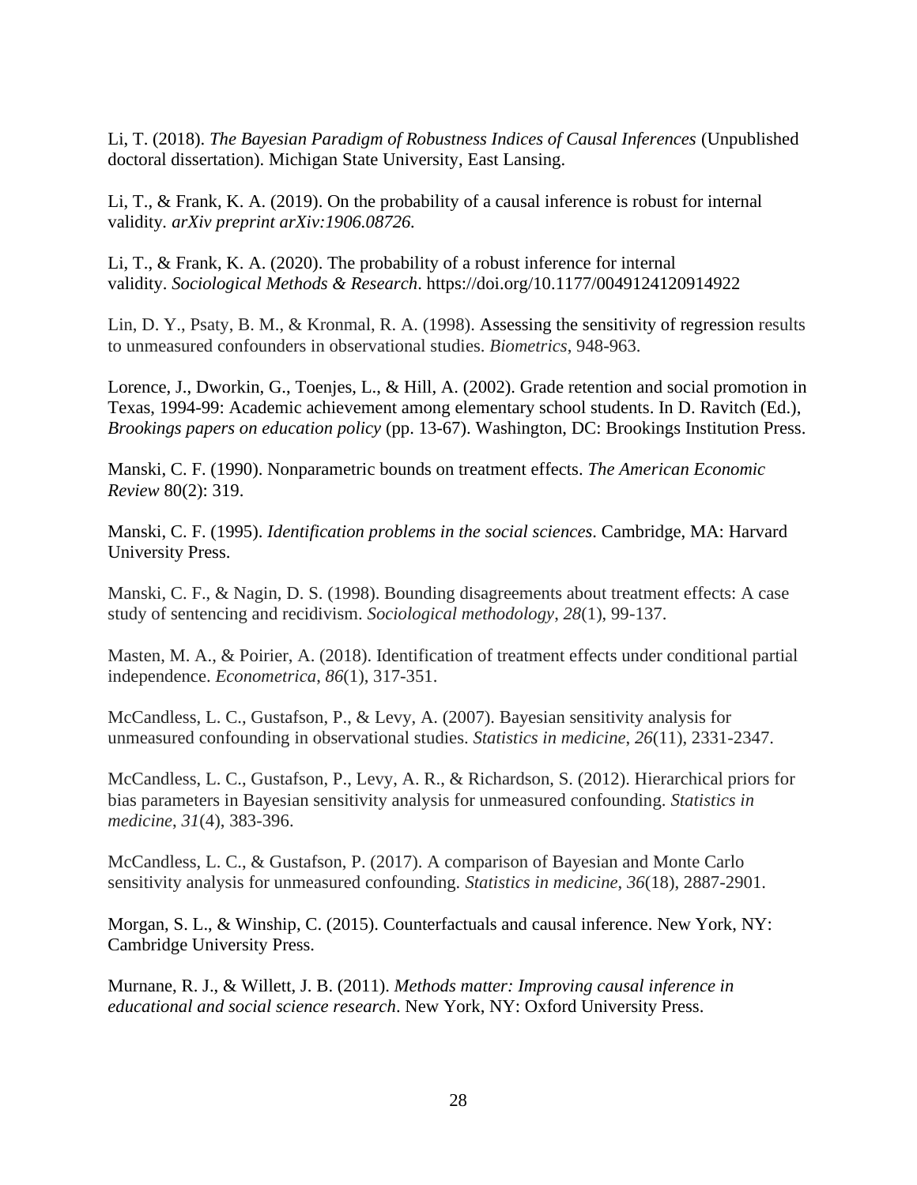Li, T. (2018). *The Bayesian Paradigm of Robustness Indices of Causal Inferences* (Unpublished doctoral dissertation). Michigan State University, East Lansing.

Li, T., & Frank, K. A. (2019). On the probability of a causal inference is robust for internal validity. *arXiv preprint arXiv:1906.08726.*

Li, T., & Frank, K. A. (2020). The probability of a robust inference for internal validity. *Sociological Methods & Research*. https://doi.org/10.1177/0049124120914922

Lin, D. Y., Psaty, B. M., & Kronmal, R. A. (1998). Assessing the sensitivity of regression results to unmeasured confounders in observational studies. *Biometrics*, 948-963.

Lorence, J., Dworkin, G., Toenjes, L., & Hill, A. (2002). Grade retention and social promotion in Texas, 1994-99: Academic achievement among elementary school students. In D. Ravitch (Ed.), *Brookings papers on education policy* (pp. 13-67). Washington, DC: Brookings Institution Press.

Manski, C. F. (1990). Nonparametric bounds on treatment effects. *The American Economic Review* 80(2): 319.

Manski, C. F. (1995). *Identification problems in the social sciences*. Cambridge, MA: Harvard University Press.

Manski, C. F., & Nagin, D. S. (1998). Bounding disagreements about treatment effects: A case study of sentencing and recidivism. *Sociological methodology*, *28*(1), 99-137.

Masten, M. A., & Poirier, A. (2018). Identification of treatment effects under conditional partial independence. *Econometrica*, *86*(1), 317-351.

McCandless, L. C., Gustafson, P., & Levy, A. (2007). Bayesian sensitivity analysis for unmeasured confounding in observational studies. *Statistics in medicine*, *26*(11), 2331-2347.

McCandless, L. C., Gustafson, P., Levy, A. R., & Richardson, S. (2012). Hierarchical priors for bias parameters in Bayesian sensitivity analysis for unmeasured confounding. *Statistics in medicine*, *31*(4), 383-396.

McCandless, L. C., & Gustafson, P. (2017). A comparison of Bayesian and Monte Carlo sensitivity analysis for unmeasured confounding. *Statistics in medicine*, *36*(18), 2887-2901.

Morgan, S. L., & Winship, C. (2015). Counterfactuals and causal inference. New York, NY: Cambridge University Press.

Murnane, R. J., & Willett, J. B. (2011). *Methods matter: Improving causal inference in educational and social science research*. New York, NY: Oxford University Press.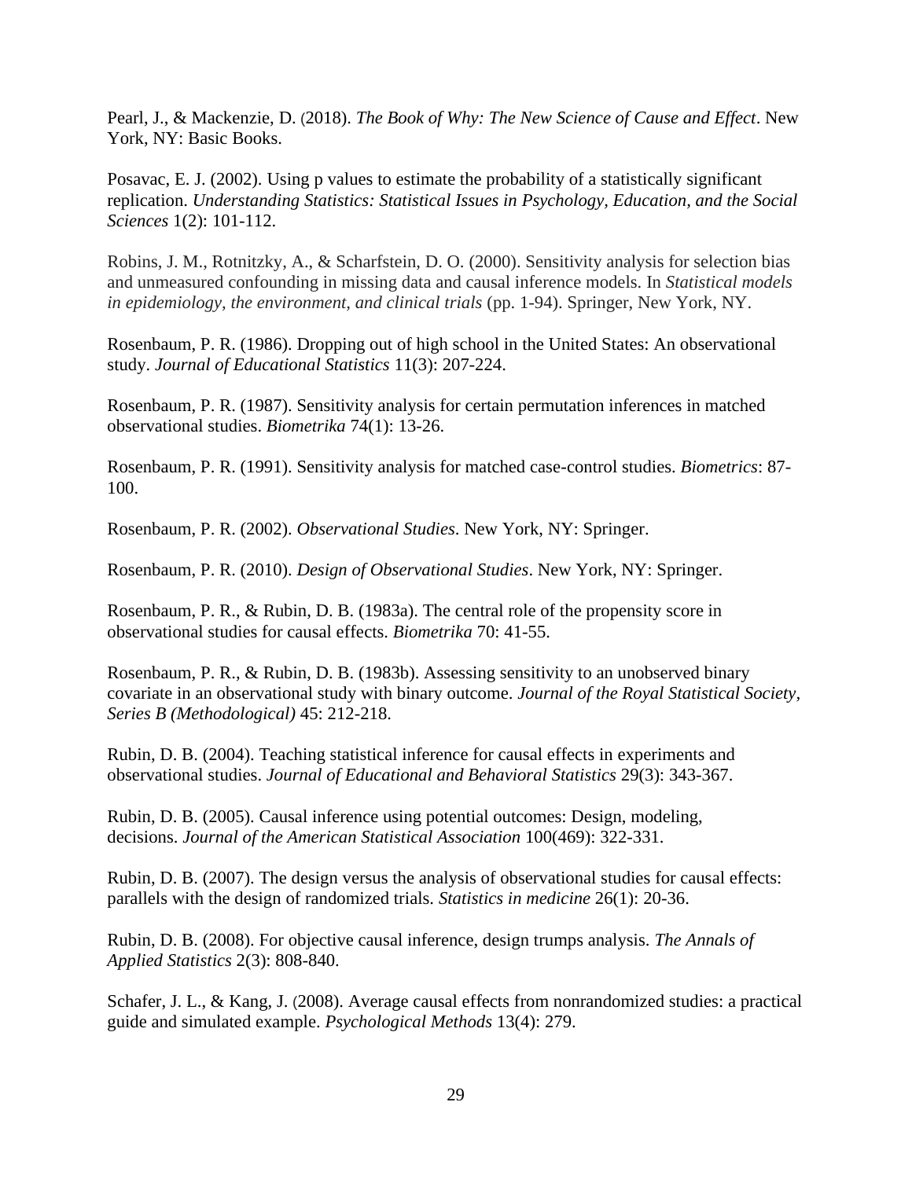Pearl, J., & Mackenzie, D. (2018). *The Book of Why: The New Science of Cause and Effect*. New York, NY: Basic Books.

Posavac, E. J. (2002). Using p values to estimate the probability of a statistically significant replication. *Understanding Statistics: Statistical Issues in Psychology, Education, and the Social Sciences* 1(2): 101-112.

Robins, J. M., Rotnitzky, A., & Scharfstein, D. O. (2000). Sensitivity analysis for selection bias and unmeasured confounding in missing data and causal inference models. In *Statistical models in epidemiology, the environment, and clinical trials* (pp. 1-94). Springer, New York, NY.

Rosenbaum, P. R. (1986). Dropping out of high school in the United States: An observational study. *Journal of Educational Statistics* 11(3): 207-224.

Rosenbaum, P. R. (1987). Sensitivity analysis for certain permutation inferences in matched observational studies. *Biometrika* 74(1): 13-26.

Rosenbaum, P. R. (1991). Sensitivity analysis for matched case-control studies. *Biometrics*: 87-100.

Rosenbaum, P. R. (2002). *Observational Studies*. New York, NY: Springer.

Rosenbaum, P. R. (2010). *Design of Observational Studies*. New York, NY: Springer.

Rosenbaum, P. R., & Rubin, D. B. (1983a). The central role of the propensity score in observational studies for causal effects. *Biometrika* 70: 41-55.

Rosenbaum, P. R., & Rubin, D. B. (1983b). Assessing sensitivity to an unobserved binary covariate in an observational study with binary outcome. *Journal of the Royal Statistical Society, Series B (Methodological)* 45: 212-218.

Rubin, D. B. (2004). Teaching statistical inference for causal effects in experiments and observational studies. *Journal of Educational and Behavioral Statistics* 29(3): 343-367.

Rubin, D. B. (2005). Causal inference using potential outcomes: Design, modeling, decisions. *Journal of the American Statistical Association* 100(469): 322-331.

Rubin, D. B. (2007). The design versus the analysis of observational studies for causal effects: parallels with the design of randomized trials. *Statistics in medicine* 26(1): 20-36.

Rubin, D. B. (2008). For objective causal inference, design trumps analysis. *The Annals of Applied Statistics* 2(3): 808-840.

Schafer, J. L., & Kang, J. (2008). Average causal effects from nonrandomized studies: a practical guide and simulated example. *Psychological Methods* 13(4): 279.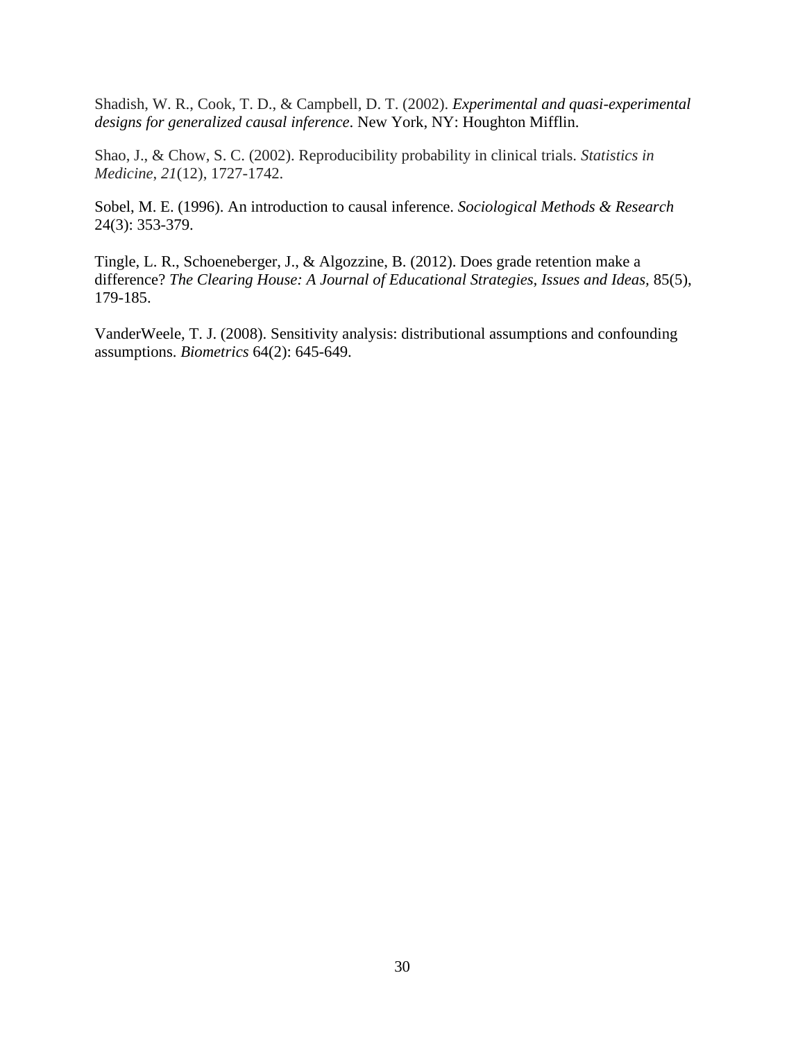Shadish, W. R., Cook, T. D., & Campbell, D. T. (2002). *Experimental and quasi-experimental designs for generalized causal inference*. New York, NY: Houghton Mifflin.

Shao, J., & Chow, S. C. (2002). Reproducibility probability in clinical trials. *Statistics in Medicine*, *21*(12), 1727-1742.

Sobel, M. E. (1996). An introduction to causal inference. *Sociological Methods & Research* 24(3): 353-379.

Tingle, L. R., Schoeneberger, J., & Algozzine, B. (2012). Does grade retention make a difference? *The Clearing House: A Journal of Educational Strategies, Issues and Ideas,* 85(5), 179-185.

VanderWeele, T. J. (2008). Sensitivity analysis: distributional assumptions and confounding assumptions. *Biometrics* 64(2): 645-649.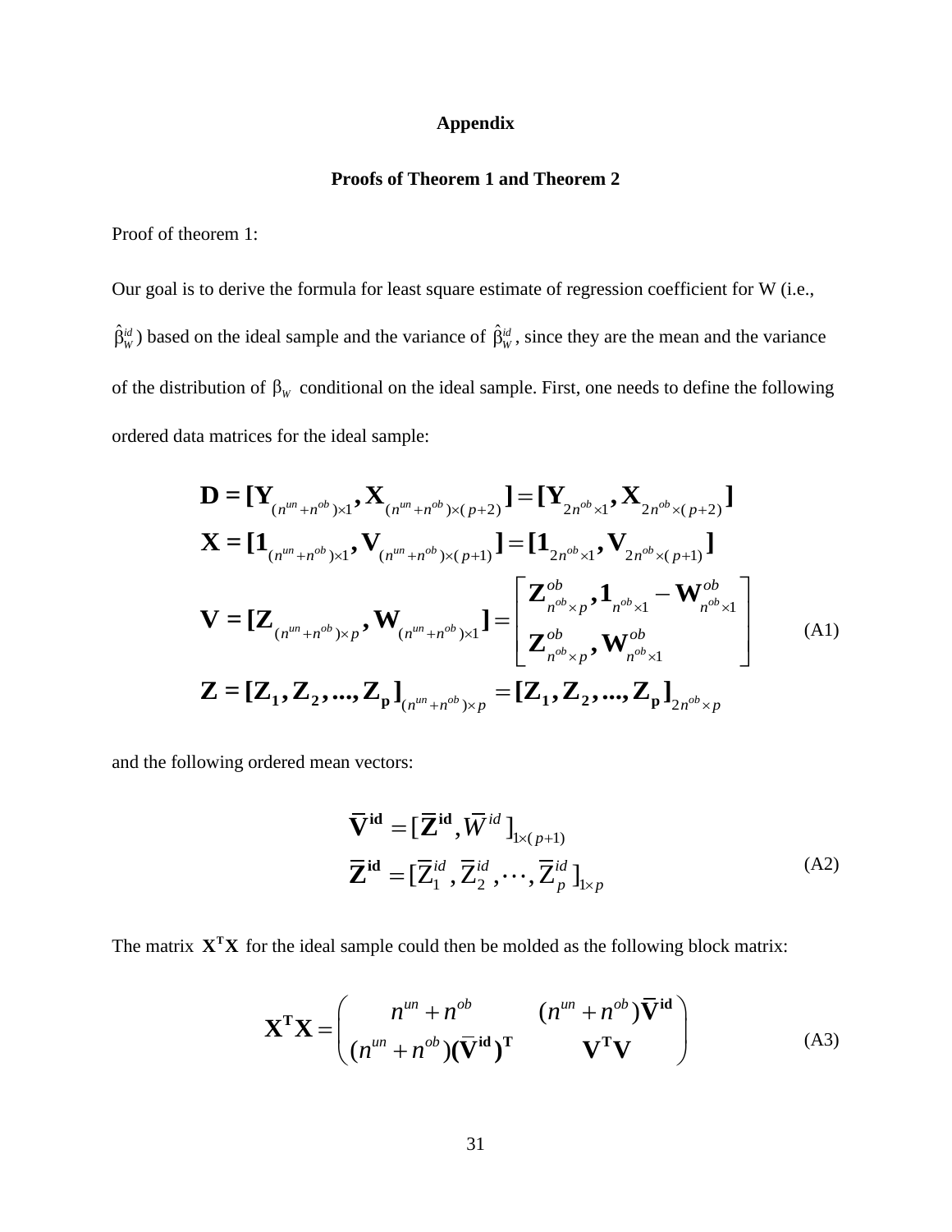# Appendix

## Proofs of Theorem 1 and Theorem 2

Proof of theorem 1:

Our goal is to derive the formula for least square estimate of regression coefficient for W (i.e., $\hat{\beta}_W^{id}$) based on the ideal sample and the variance of $\hat{\beta}_W^{id}$, since they are the mean and the variance of the distribution of $\beta_W$ conditional on the ideal sample. First, one needs to define the following ordered data matrices for the ideal sample:

$$
\begin{aligned}
&\mathbf{D} = [\mathbf{Y}_{(n^{un}+n^{ob})\times 1}, \mathbf{X}_{(n^{un}+n^{ob})\times(p+2)}] = [\mathbf{Y}_{2n^{ob}\times 1}, \mathbf{X}_{2n^{ob}\times(p+2)}] \\
&\mathbf{X} = [\mathbf{1}_{(n^{un}+n^{ob})\times 1}, \mathbf{V}_{(n^{un}+n^{ob})\times(p+1)}] = [\mathbf{1}_{2n^{ob}\times 1}, \mathbf{V}_{2n^{ob}\times(p+1)}] \\
&\mathbf{V} = [\mathbf{Z}_{(n^{un}+n^{ob})\times p}, \mathbf{W}_{(n^{un}+n^{ob})\times 1}] = \begin{bmatrix} \mathbf{Z}^{ob}_{n^{ob}\times p}, \mathbf{1}_{n^{ob}\times 1} - \mathbf{W}^{ob}_{n^{ob}\times 1} \\ \mathbf{Z}^{ob}_{n^{ob}\times p}, \mathbf{W}^{ob}_{n^{ob}\times 1} \end{bmatrix} \\
&\mathbf{Z} = [\mathbf{Z_1}, \mathbf{Z_2}, ..., \mathbf{Z_p}]_{(n^{un}+n^{ob})\times p} = [\mathbf{Z_1}, \mathbf{Z_2}, ..., \mathbf{Z_p}]_{2n^{ob}\times p}
\end{aligned}
\tag{A1}
$$

and the following ordered mean vectors:

$$
\begin{aligned}
\overline{\mathbf{V}}^{\mathbf{id}} &= [\overline{\mathbf{Z}}^{\mathbf{id}}, \overline{W}^{id}]_{1\times(p+1)} \\
\overline{\mathbf{Z}}^{\mathbf{id}} &= [\overline{Z}_1^{id}, \overline{Z}_2^{id}, \cdots, \overline{Z}_p^{id}]_{1\times p}
\end{aligned}
\tag{A2}
$$

The matrix $\mathbf{X^T X}$ for the ideal sample could then be molded as the following block matrix:

$$
\mathbf{X^T X} = \begin{pmatrix} n^{un} + n^{ob} & (n^{un} + n^{ob})\overline{\mathbf{V}}^{\mathbf{id}} \\ (n^{un} + n^{ob})(\overline{\mathbf{V}}^{\mathbf{id}})^{\mathbf{T}} & \mathbf{V^T V} \end{pmatrix}
\tag{A3}
$$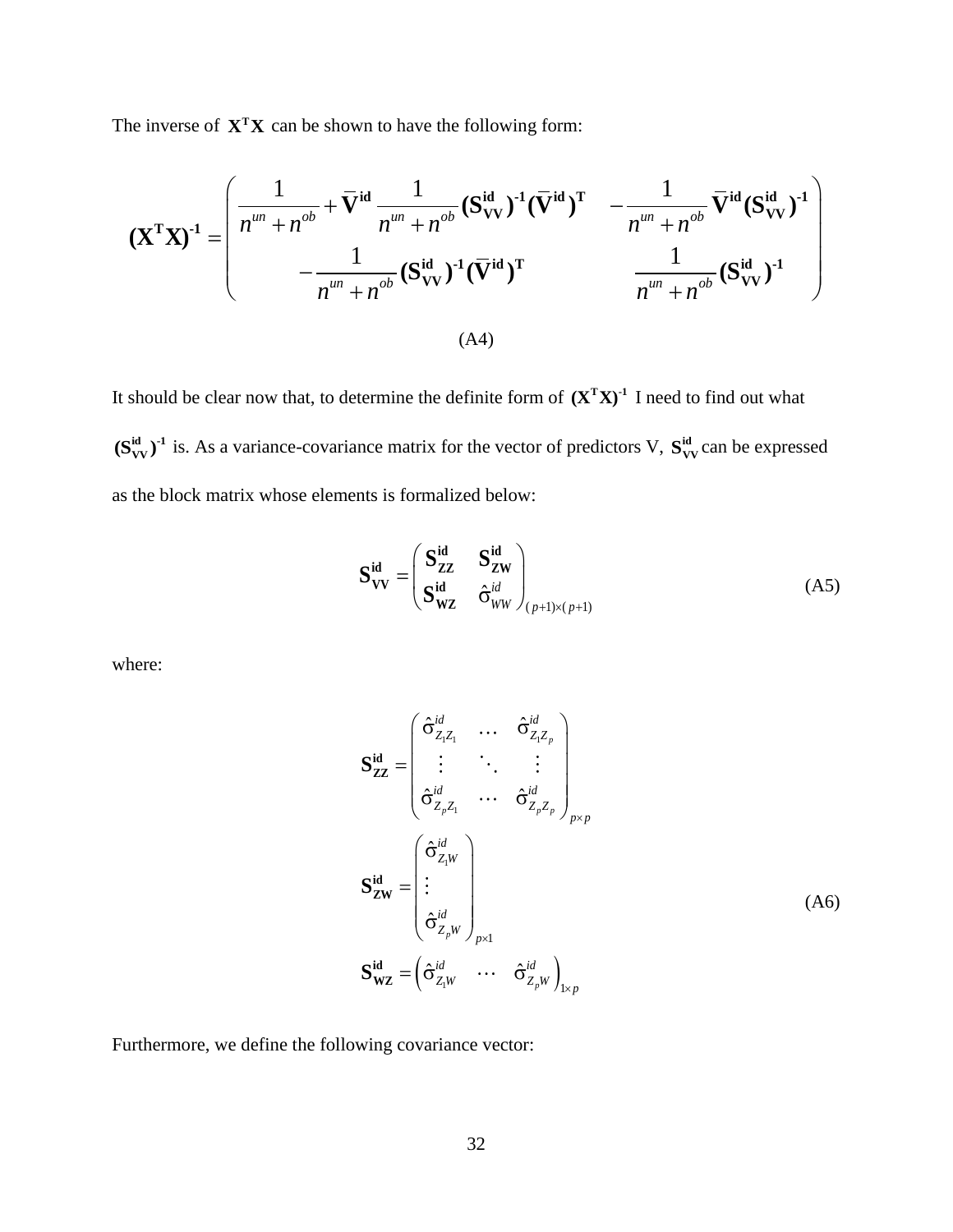The inverse of $\mathbf{X^T X}$ can be shown to have the following form:

$$
\mathbf{(X^T X)^{-1}} = \begin{pmatrix} \dfrac{1}{n^{un}+n^{ob}} + \mathbf{\bar{V}^{id}} \dfrac{1}{n^{un}+n^{ob}} \mathbf{(S^{id}_{VV})^{-1}(\bar{V}^{id})^T} & -\dfrac{1}{n^{un}+n^{ob}} \mathbf{\bar{V}^{id}(S^{id}_{VV})^{-1}} \\ -\dfrac{1}{n^{un}+n^{ob}} \mathbf{(S^{id}_{VV})^{-1}(\bar{V}^{id})^T} & \dfrac{1}{n^{un}+n^{ob}} \mathbf{(S^{id}_{VV})^{-1}} \end{pmatrix}
$$

(A4)

It should be clear now that, to determine the definite form of $\mathbf{(X^T X)^{-1}}$ I need to find out what $\mathbf{(S^{id}_{VV})^{-1}}$ is. As a variance-covariance matrix for the vector of predictors V, $\mathbf{S^{id}_{VV}}$ can be expressed as the block matrix whose elements is formalized below:

$$
\mathbf{S^{id}_{VV}} = \begin{pmatrix} \mathbf{S^{id}_{ZZ}} & \mathbf{S^{id}_{ZW}} \\ \mathbf{S^{id}_{WZ}} & \hat{\sigma}^{id}_{WW} \end{pmatrix}_{(p+1)\times(p+1)} \tag{A5}
$$

where:

$$
\mathbf{S^{id}_{ZZ}} = \begin{pmatrix} \hat{\sigma}^{id}_{Z_1 Z_1} & \cdots & \hat{\sigma}^{id}_{Z_1 Z_p} \\ \vdots & \ddots & \vdots \\ \hat{\sigma}^{id}_{Z_p Z_1} & \cdots & \hat{\sigma}^{id}_{Z_p Z_p} \end{pmatrix}_{p\times p}
$$

$$
\mathbf{S^{id}_{ZW}} = \begin{pmatrix} \hat{\sigma}^{id}_{Z_1 W} \\ \vdots \\ \hat{\sigma}^{id}_{Z_p W} \end{pmatrix}_{p\times 1} \tag{A6}
$$

$$
\mathbf{S^{id}_{WZ}} = \begin{pmatrix} \hat{\sigma}^{id}_{Z_1 W} & \cdots & \hat{\sigma}^{id}_{Z_p W} \end{pmatrix}_{1\times p}
$$

Furthermore, we define the following covariance vector: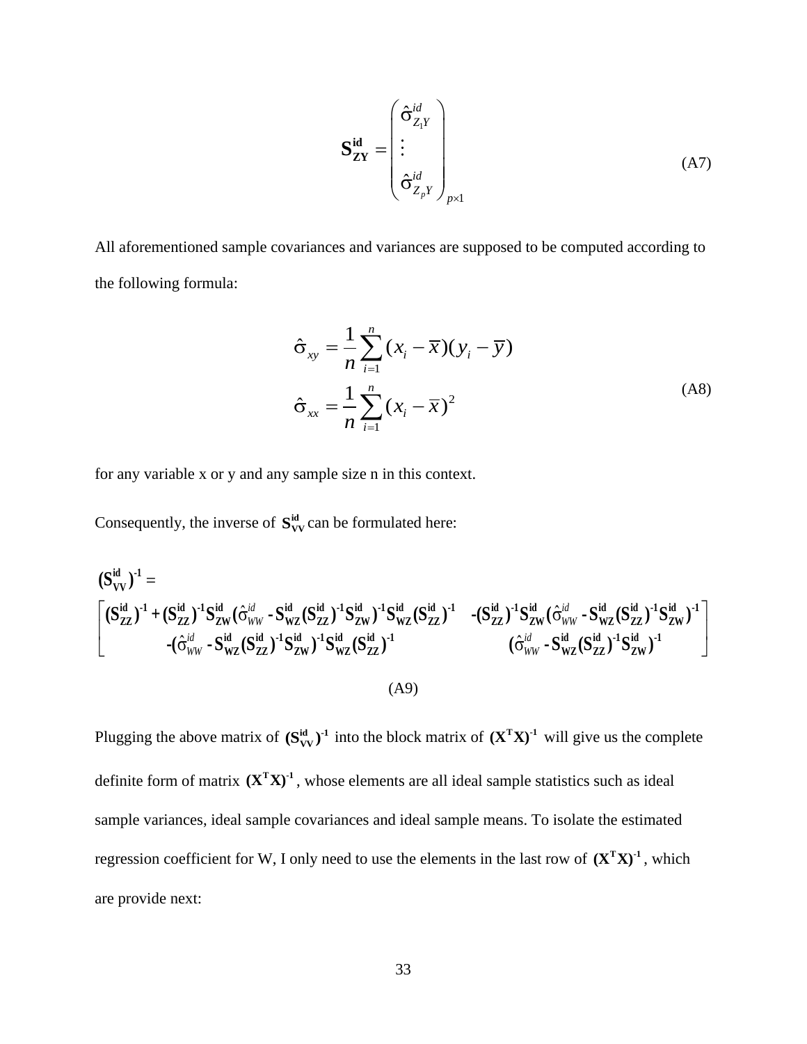$$\mathbf{S_{ZY}^{id}} = \begin{pmatrix} \hat{\sigma}_{Z_1 Y}^{id} \\ \vdots \\ \hat{\sigma}_{Z_p Y}^{id} \end{pmatrix}_{p \times 1} \tag{A7}$$

All aforementioned sample covariances and variances are supposed to be computed according to the following formula:

$$\begin{aligned} \hat{\sigma}_{xy} &= \frac{1}{n}\sum_{i=1}^{n}(x_i - \overline{x})(y_i - \overline{y}) \\ \hat{\sigma}_{xx} &= \frac{1}{n}\sum_{i=1}^{n}(x_i - \overline{x})^2 \end{aligned} \tag{A8}$$

for any variable x or y and any sample size n in this context.

Consequently, the inverse of $\mathbf{S_{VV}^{id}}$ can be formulated here:

$$(\mathbf{S_{VV}^{id}})^{-1} =$$
$$\begin{bmatrix} (\mathbf{S_{ZZ}^{id}})^{-1} + (\mathbf{S_{ZZ}^{id}})^{-1}\mathbf{S_{ZW}^{id}}(\hat{\sigma}_{WW}^{id} - \mathbf{S_{WZ}^{id}}(\mathbf{S_{ZZ}^{id}})^{-1}\mathbf{S_{ZW}^{id}})^{-1}\mathbf{S_{WZ}^{id}}(\mathbf{S_{ZZ}^{id}})^{-1} & -(\mathbf{S_{ZZ}^{id}})^{-1}\mathbf{S_{ZW}^{id}}(\hat{\sigma}_{WW}^{id} - \mathbf{S_{WZ}^{id}}(\mathbf{S_{ZZ}^{id}})^{-1}\mathbf{S_{ZW}^{id}})^{-1} \\ -(\hat{\sigma}_{WW}^{id} - \mathbf{S_{WZ}^{id}}(\mathbf{S_{ZZ}^{id}})^{-1}\mathbf{S_{ZW}^{id}})^{-1}\mathbf{S_{WZ}^{id}}(\mathbf{S_{ZZ}^{id}})^{-1} & (\hat{\sigma}_{WW}^{id} - \mathbf{S_{WZ}^{id}}(\mathbf{S_{ZZ}^{id}})^{-1}\mathbf{S_{ZW}^{id}})^{-1} \end{bmatrix}$$

(A9)

Plugging the above matrix of $(\mathbf{S_{VV}^{id}})^{-1}$ into the block matrix of $(\mathbf{X^T X})^{-1}$ will give us the complete definite form of matrix $(\mathbf{X^T X})^{-1}$, whose elements are all ideal sample statistics such as ideal sample variances, ideal sample covariances and ideal sample means. To isolate the estimated regression coefficient for W, I only need to use the elements in the last row of $(\mathbf{X^T X})^{-1}$, which are provide next: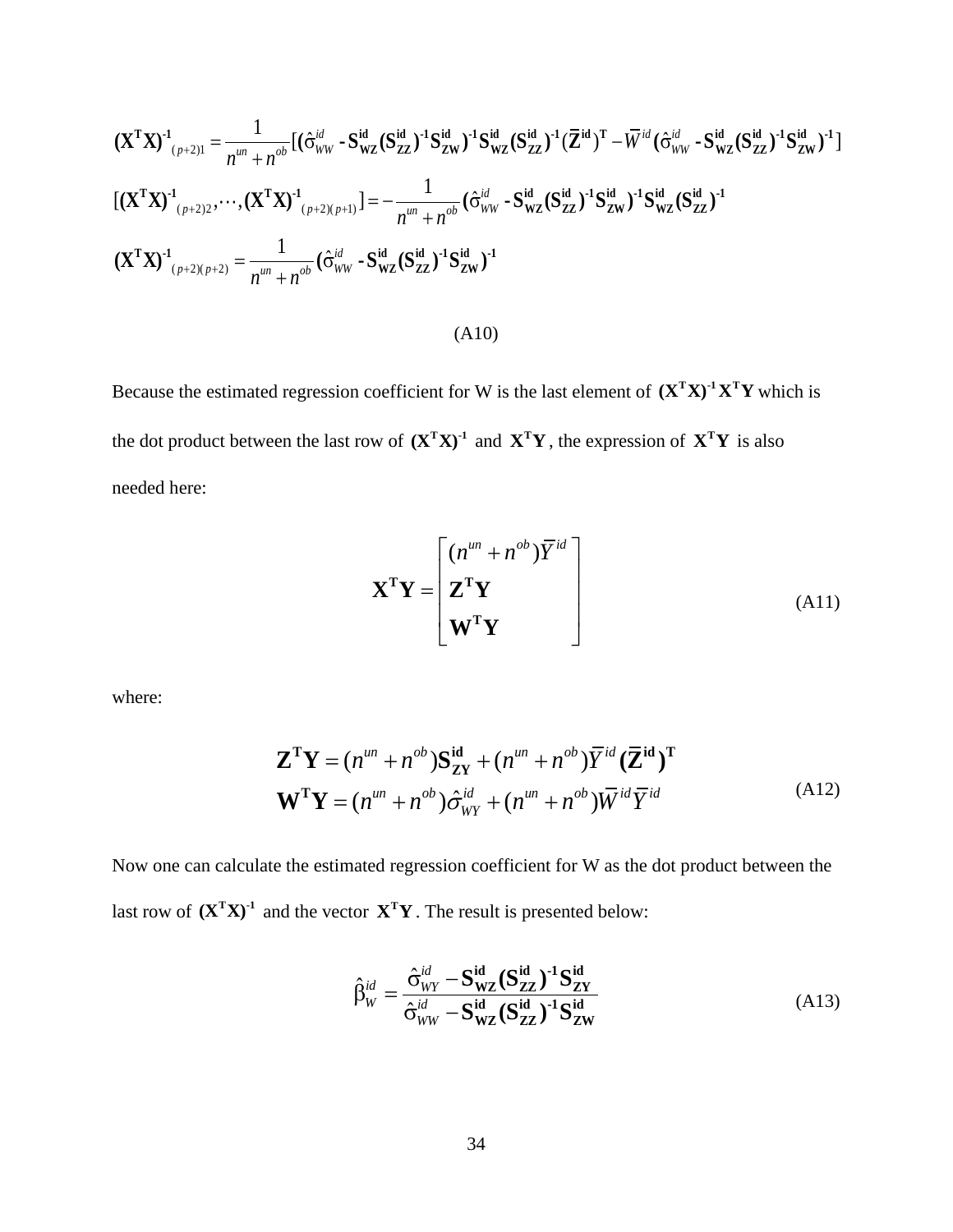$$
\begin{aligned}
&\mathbf{(X^TX)^{-1}}_{(p+2)1} = \frac{1}{n^{un}+n^{ob}}[(\hat{\sigma}_{WW}^{id} - \mathbf{S_{WZ}^{id}}(\mathbf{S_{ZZ}^{id}})^{-1}\mathbf{S_{ZW}^{id}})^{-1}\mathbf{S_{WZ}^{id}}(\mathbf{S_{ZZ}^{id}})^{-1}(\overline{\mathbf{Z}}^{\mathbf{id}})^{\mathbf{T}} - \overline{W}^{id}(\hat{\sigma}_{WW}^{id} - \mathbf{S_{WZ}^{id}}(\mathbf{S_{ZZ}^{id}})^{-1}\mathbf{S_{ZW}^{id}})^{-1}] \\
&[\mathbf{(X^TX)^{-1}}_{(p+2)2}, \cdots, \mathbf{(X^TX)^{-1}}_{(p+2)(p+1)}] = -\frac{1}{n^{un}+n^{ob}}(\hat{\sigma}_{WW}^{id} - \mathbf{S_{WZ}^{id}}(\mathbf{S_{ZZ}^{id}})^{-1}\mathbf{S_{ZW}^{id}})^{-1}\mathbf{S_{WZ}^{id}}(\mathbf{S_{ZZ}^{id}})^{-1} \\
&\mathbf{(X^TX)^{-1}}_{(p+2)(p+2)} = \frac{1}{n^{un}+n^{ob}}(\hat{\sigma}_{WW}^{id} - \mathbf{S_{WZ}^{id}}(\mathbf{S_{ZZ}^{id}})^{-1}\mathbf{S_{ZW}^{id}})^{-1}
\end{aligned}
$$

(A10)

Because the estimated regression coefficient for W is the last element of $\mathbf{(X^TX)^{-1}X^TY}$ which is the dot product between the last row of $\mathbf{(X^TX)^{-1}}$ and $\mathbf{X^TY}$, the expression of $\mathbf{X^TY}$ is also needed here:

$$
\mathbf{X^TY} = \begin{bmatrix} (n^{un}+n^{ob})\overline{Y}^{id} \\ \mathbf{Z^TY} \\ \mathbf{W^TY} \end{bmatrix} \tag{A11}
$$

where:

$$
\begin{aligned}
\mathbf{Z^TY} &= (n^{un}+n^{ob})\mathbf{S_{ZY}^{id}} + (n^{un}+n^{ob})\overline{Y}^{id}(\overline{\mathbf{Z}}^{\mathbf{id}})^{\mathbf{T}} \\
\mathbf{W^TY} &= (n^{un}+n^{ob})\hat{\sigma}_{WY}^{id} + (n^{un}+n^{ob})\overline{W}^{id}\overline{Y}^{id}
\end{aligned} \tag{A12}
$$

Now one can calculate the estimated regression coefficient for W as the dot product between the last row of $\mathbf{(X^TX)^{-1}}$ and the vector $\mathbf{X^TY}$. The result is presented below:

$$
\hat{\beta}_W^{id} = \frac{\hat{\sigma}_{WY}^{id} - \mathbf{S_{WZ}^{id}}(\mathbf{S_{ZZ}^{id}})^{-1}\mathbf{S_{ZY}^{id}}}{\hat{\sigma}_{WW}^{id} - \mathbf{S_{WZ}^{id}}(\mathbf{S_{ZZ}^{id}})^{-1}\mathbf{S_{ZW}^{id}}} \tag{A13}
$$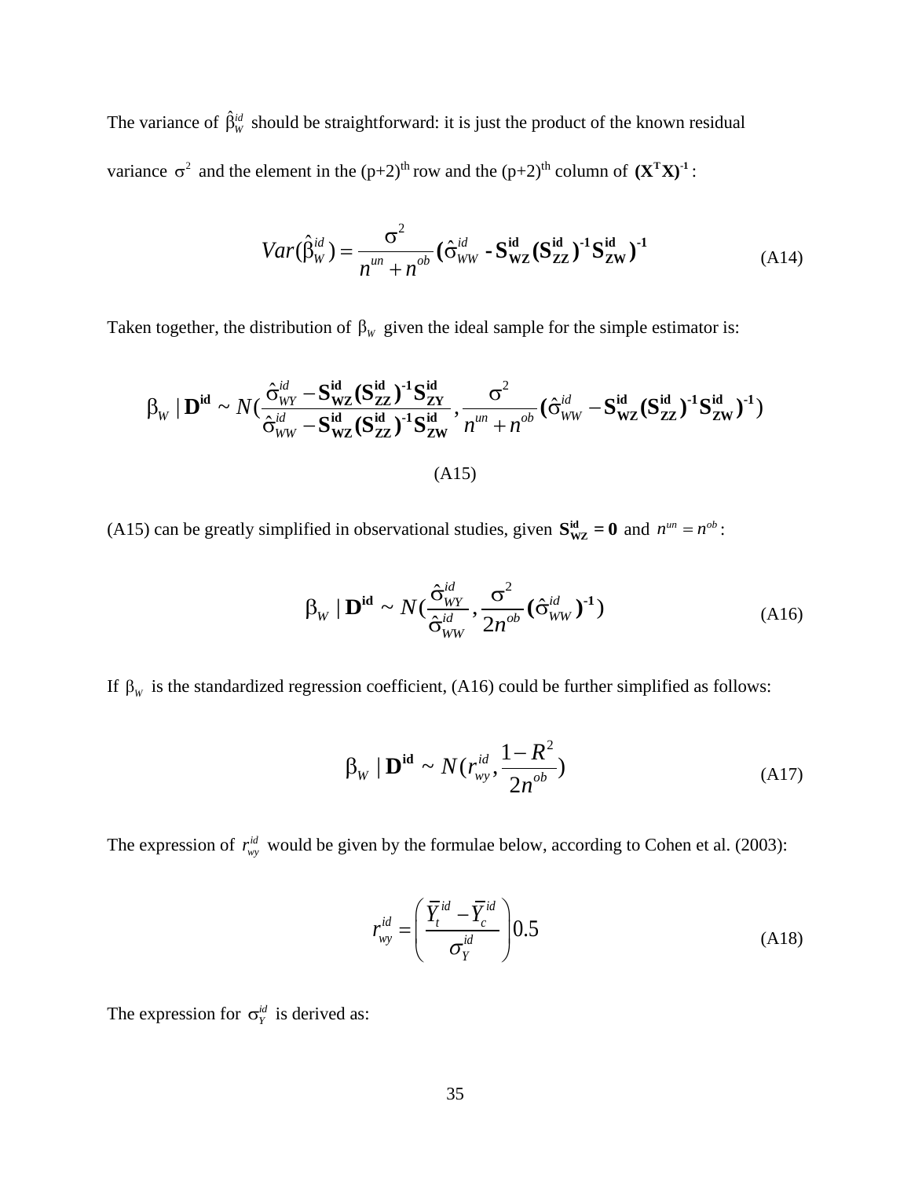The variance of $\hat{\beta}_W^{id}$ should be straightforward: it is just the product of the known residual variance $\sigma^2$ and the element in the (p+2)$^{th}$ row and the (p+2)$^{th}$ column of $(\mathbf{X^T X})^{-1}$:

$$Var(\hat{\beta}_W^{id}) = \frac{\sigma^2}{n^{un} + n^{ob}} (\hat{\sigma}_{WW}^{id} - \mathbf{S_{WZ}^{id}} (\mathbf{S_{ZZ}^{id}})^{-1} \mathbf{S_{ZW}^{id}})^{-1} \tag{A14}$$

Taken together, the distribution of $\beta_W$ given the ideal sample for the simple estimator is:

$$\beta_W \mid \mathbf{D^{id}} \sim N\left(\frac{\hat{\sigma}_{WY}^{id} - \mathbf{S_{WZ}^{id}} (\mathbf{S_{ZZ}^{id}})^{-1} \mathbf{S_{ZY}^{id}}}{\hat{\sigma}_{WW}^{id} - \mathbf{S_{WZ}^{id}} (\mathbf{S_{ZZ}^{id}})^{-1} \mathbf{S_{ZW}^{id}}}, \frac{\sigma^2}{n^{un} + n^{ob}} (\hat{\sigma}_{WW}^{id} - \mathbf{S_{WZ}^{id}} (\mathbf{S_{ZZ}^{id}})^{-1} \mathbf{S_{ZW}^{id}})^{-1}\right)$$

(A15)

(A15) can be greatly simplified in observational studies, given $\mathbf{S_{WZ}^{id}} = \mathbf{0}$ and $n^{un} = n^{ob}$:

$$\beta_W \mid \mathbf{D^{id}} \sim N\left(\frac{\hat{\sigma}_{WY}^{id}}{\hat{\sigma}_{WW}^{id}}, \frac{\sigma^2}{2n^{ob}} (\hat{\sigma}_{WW}^{id})^{-1}\right) \tag{A16}$$

If $\beta_W$ is the standardized regression coefficient, (A16) could be further simplified as follows:

$$\beta_W \mid \mathbf{D^{id}} \sim N\left(r_{wy}^{id}, \frac{1 - R^2}{2n^{ob}}\right) \tag{A17}$$

The expression of $r_{wy}^{id}$ would be given by the formulae below, according to Cohen et al. (2003):

$$r_{wy}^{id} = \left(\frac{\overline{Y}_t^{id} - \overline{Y}_c^{id}}{\sigma_Y^{id}}\right) 0.5 \tag{A18}$$

The expression for $\sigma_Y^{id}$ is derived as: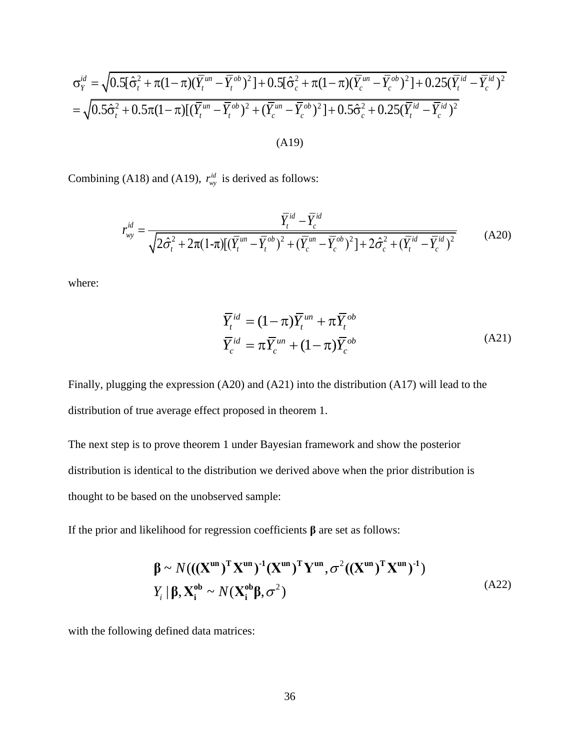$$
\begin{aligned}
\sigma_Y^{id} &= \sqrt{0.5[\hat{\sigma}_t^2 + \pi(1-\pi)(\bar{Y}_t^{un} - \bar{Y}_t^{ob})^2] + 0.5[\hat{\sigma}_c^2 + \pi(1-\pi)(\bar{Y}_c^{un} - \bar{Y}_c^{ob})^2] + 0.25(\bar{Y}_t^{id} - \bar{Y}_c^{id})^2} \\
&= \sqrt{0.5\hat{\sigma}_t^2 + 0.5\pi(1-\pi)[(\bar{Y}_t^{un} - \bar{Y}_t^{ob})^2 + (\bar{Y}_c^{un} - \bar{Y}_c^{ob})^2] + 0.5\hat{\sigma}_c^2 + 0.25(\bar{Y}_t^{id} - \bar{Y}_c^{id})^2}
\end{aligned}
$$

(A19)

Combining (A18) and (A19), $r_{wy}^{id}$ is derived as follows:

$$
r_{wy}^{id} = \frac{\bar{Y}_t^{id} - \bar{Y}_c^{id}}{\sqrt{2\hat{\sigma}_t^2 + 2\pi(1\text{-}\pi)[(\bar{Y}_t^{un} - \bar{Y}_t^{ob})^2 + (\bar{Y}_c^{un} - \bar{Y}_c^{ob})^2] + 2\hat{\sigma}_c^2 + (\bar{Y}_t^{id} - \bar{Y}_c^{id})^2}} \qquad \text{(A20)}
$$

where:

$$
\begin{aligned}
\bar{Y}_t^{id} &= (1-\pi)\bar{Y}_t^{un} + \pi\bar{Y}_t^{ob} \\
\bar{Y}_c^{id} &= \pi\bar{Y}_c^{un} + (1-\pi)\bar{Y}_c^{ob}
\end{aligned} \qquad \text{(A21)}
$$

Finally, plugging the expression (A20) and (A21) into the distribution (A17) will lead to the distribution of true average effect proposed in theorem 1.

The next step is to prove theorem 1 under Bayesian framework and show the posterior distribution is identical to the distribution we derived above when the prior distribution is thought to be based on the unobserved sample:

If the prior and likelihood for regression coefficients $\boldsymbol{\beta}$ are set as follows:

$$
\begin{aligned}
&\boldsymbol{\beta} \sim N(((\mathbf{X^{un}})^{\mathbf{T}}\mathbf{X^{un}})^{\mathbf{-1}}(\mathbf{X^{un}})^{\mathbf{T}}\mathbf{Y^{un}}, \sigma^2((\mathbf{X^{un}})^{\mathbf{T}}\mathbf{X^{un}})^{\mathbf{-1}}) \\
&Y_i \mid \boldsymbol{\beta}, \mathbf{X_i^{ob}} \sim N(\mathbf{X_i^{ob}}\boldsymbol{\beta}, \sigma^2)
\end{aligned} \qquad \text{(A22)}
$$

with the following defined data matrices: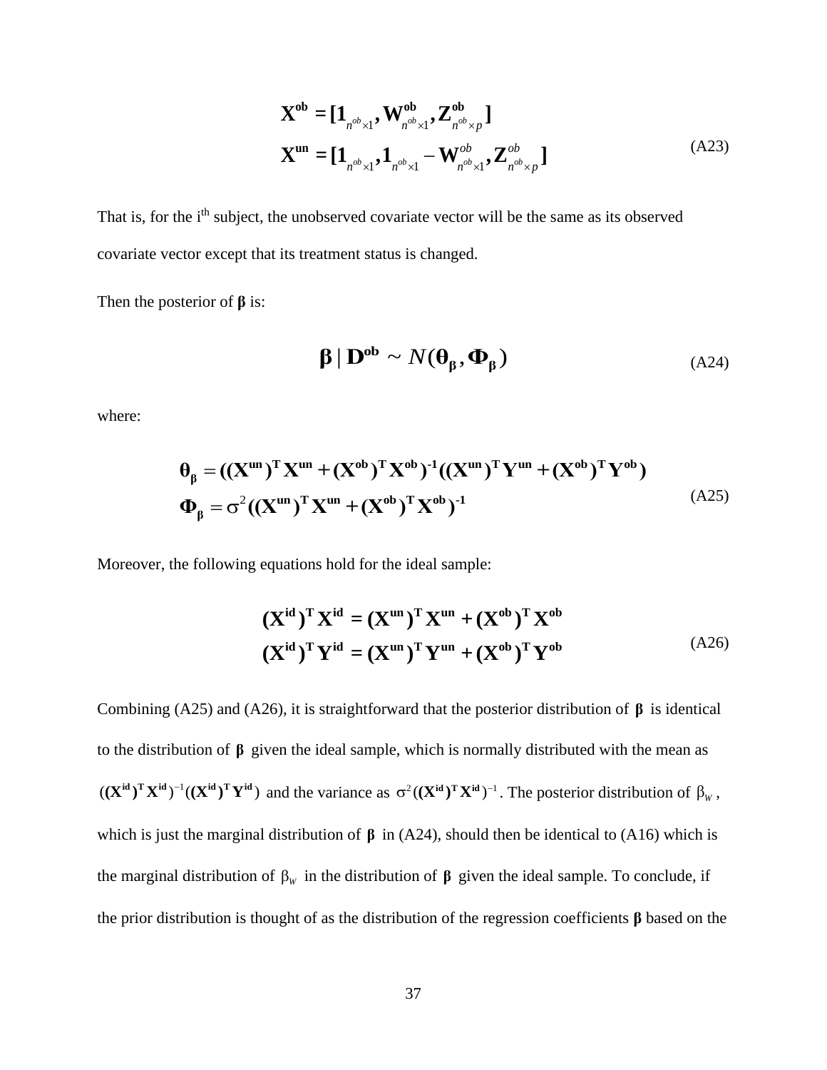$$
\begin{aligned}
\mathbf{X^{ob}} &= [\mathbf{1}_{n^{ob}\times 1}, \mathbf{W^{ob}}_{n^{ob}\times 1}, \mathbf{Z^{ob}}_{n^{ob}\times p}] \\
\mathbf{X^{un}} &= [\mathbf{1}_{n^{ob}\times 1}, \mathbf{1}_{n^{ob}\times 1} - \mathbf{W}^{ob}_{n^{ob}\times 1}, \mathbf{Z}^{ob}_{n^{ob}\times p}]
\end{aligned} \tag{A23}
$$

That is, for the i[th] subject, the unobserved covariate vector will be the same as its observed covariate vector except that its treatment status is changed.

Then the posterior of **β** is:

$$
\boldsymbol{\beta} \mid \mathbf{D^{ob}} \sim N(\boldsymbol{\theta}_{\boldsymbol{\beta}}, \boldsymbol{\Phi}_{\boldsymbol{\beta}}) \tag{A24}
$$

where:

$$
\begin{aligned}
\boldsymbol{\theta}_{\boldsymbol{\beta}} &= ((\mathbf{X^{un}})^{\mathbf{T}}\mathbf{X^{un}} + (\mathbf{X^{ob}})^{\mathbf{T}}\mathbf{X^{ob}})^{-1}((\mathbf{X^{un}})^{\mathbf{T}}\mathbf{Y^{un}} + (\mathbf{X^{ob}})^{\mathbf{T}}\mathbf{Y^{ob}}) \\
\boldsymbol{\Phi}_{\boldsymbol{\beta}} &= \sigma^2((\mathbf{X^{un}})^{\mathbf{T}}\mathbf{X^{un}} + (\mathbf{X^{ob}})^{\mathbf{T}}\mathbf{X^{ob}})^{-1}
\end{aligned} \tag{A25}
$$

Moreover, the following equations hold for the ideal sample:

$$
\begin{aligned}
(\mathbf{X^{id}})^{\mathbf{T}}\mathbf{X^{id}} &= (\mathbf{X^{un}})^{\mathbf{T}}\mathbf{X^{un}} + (\mathbf{X^{ob}})^{\mathbf{T}}\mathbf{X^{ob}} \\
(\mathbf{X^{id}})^{\mathbf{T}}\mathbf{Y^{id}} &= (\mathbf{X^{un}})^{\mathbf{T}}\mathbf{Y^{un}} + (\mathbf{X^{ob}})^{\mathbf{T}}\mathbf{Y^{ob}}
\end{aligned} \tag{A26}
$$

Combining (A25) and (A26), it is straightforward that the posterior distribution of $\boldsymbol{\beta}$ is identical to the distribution of $\boldsymbol{\beta}$ given the ideal sample, which is normally distributed with the mean as $((\mathbf{X^{id}})^{\mathbf{T}}\mathbf{X^{id}})^{-1}((\mathbf{X^{id}})^{\mathbf{T}}\mathbf{Y^{id}})$ and the variance as $\sigma^2((\mathbf{X^{id}})^{\mathbf{T}}\mathbf{X^{id}})^{-1}$. The posterior distribution of $\beta_W$, which is just the marginal distribution of $\boldsymbol{\beta}$ in (A24), should then be identical to (A16) which is the marginal distribution of $\beta_W$ in the distribution of $\boldsymbol{\beta}$ given the ideal sample. To conclude, if the prior distribution is thought of as the distribution of the regression coefficients **β** based on the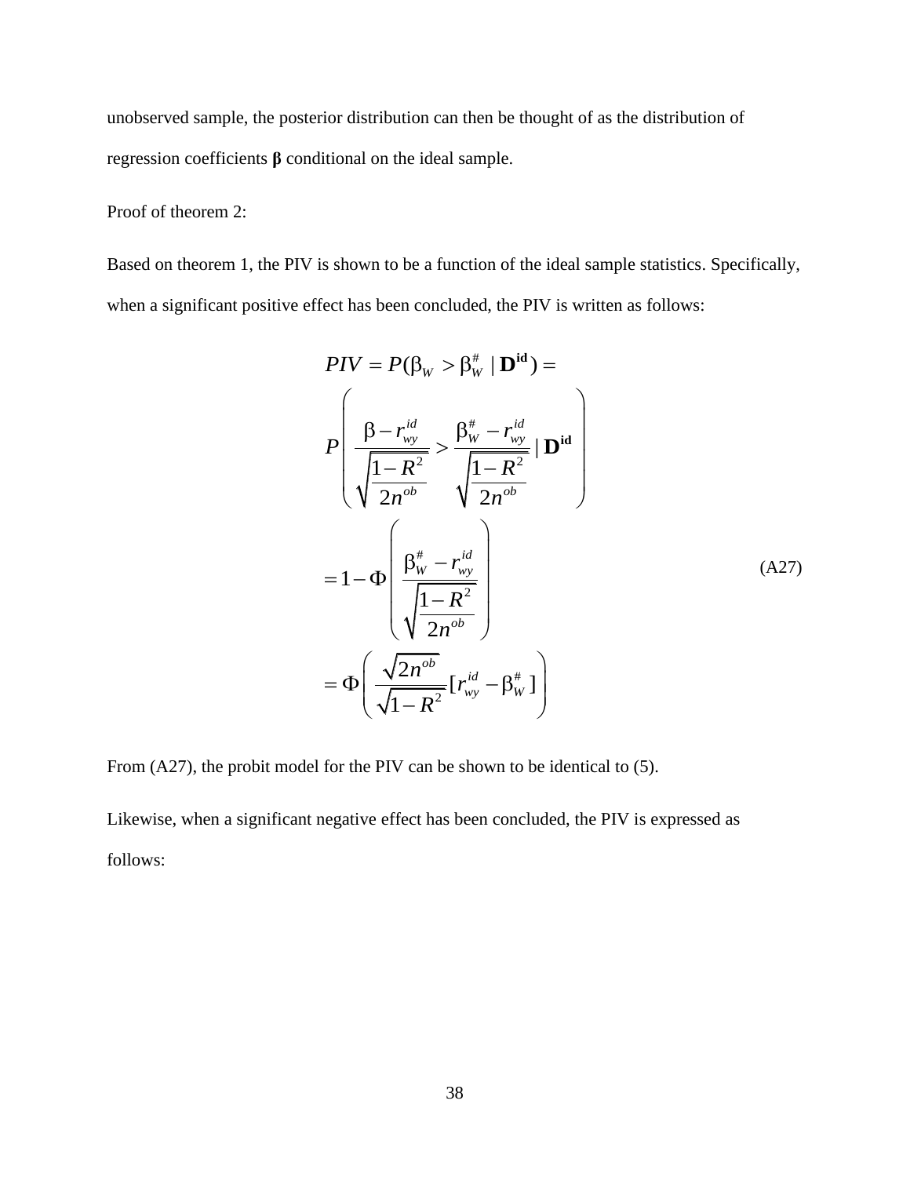unobserved sample, the posterior distribution can then be thought of as the distribution of regression coefficients **β** conditional on the ideal sample.

Proof of theorem 2:

Based on theorem 1, the PIV is shown to be a function of the ideal sample statistics. Specifically, when a significant positive effect has been concluded, the PIV is written as follows:

$$
\begin{aligned}
&PIV = P(\beta_W > \beta_W^{\#} \mid \mathbf{D^{id}}) = \\
&P\left( \frac{\beta - r_{wy}^{id}}{\sqrt{\frac{1-R^2}{2n^{ob}}}} > \frac{\beta_W^{\#} - r_{wy}^{id}}{\sqrt{\frac{1-R^2}{2n^{ob}}}} \mid \mathbf{D^{id}} \right) \\
&= 1 - \Phi\left( \frac{\beta_W^{\#} - r_{wy}^{id}}{\sqrt{\frac{1-R^2}{2n^{ob}}}} \right) \\
&= \Phi\left( \frac{\sqrt{2n^{ob}}}{\sqrt{1-R^2}} [r_{wy}^{id} - \beta_W^{\#}] \right)
\end{aligned}
\tag{A27}
$$

From (A27), the probit model for the PIV can be shown to be identical to (5).

Likewise, when a significant negative effect has been concluded, the PIV is expressed as follows: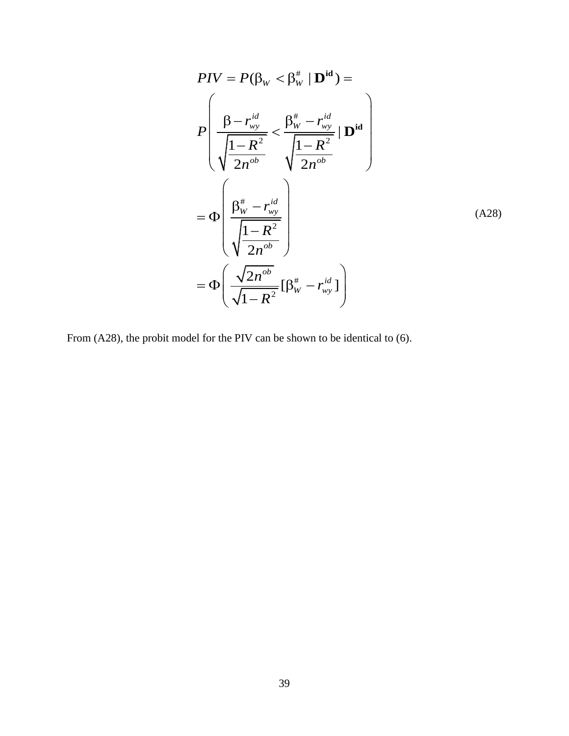$$
\begin{aligned}
PIV &= P(\beta_W < \beta_W^{\#} \mid \mathbf{D^{id}}) = \\
&P\left( \frac{\beta - r_{wy}^{id}}{\sqrt{\dfrac{1-R^2}{2n^{ob}}}} < \frac{\beta_W^{\#} - r_{wy}^{id}}{\sqrt{\dfrac{1-R^2}{2n^{ob}}}} \mid \mathbf{D^{id}} \right) \\
&= \Phi\left( \frac{\beta_W^{\#} - r_{wy}^{id}}{\sqrt{\dfrac{1-R^2}{2n^{ob}}}} \right) \\
&= \Phi\left( \frac{\sqrt{2n^{ob}}}{\sqrt{1-R^2}} [\beta_W^{\#} - r_{wy}^{id}] \right)
\end{aligned}
\tag{A28}
$$

From (A28), the probit model for the PIV can be shown to be identical to (6).